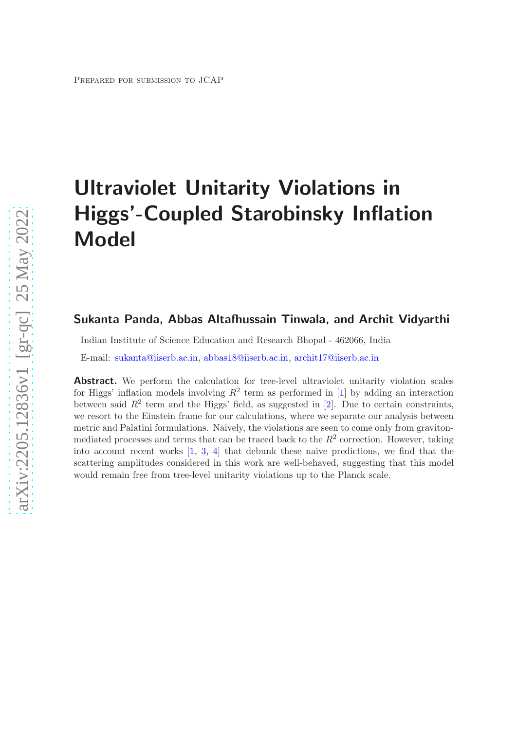Prepared for submission to JCAP

# Ultraviolet Unitarity Violations in Higgs'-Coupled Starobinsky Inflation Model

**Sukanta Panda, Abbas Altafhussain Tinwala, and Archit Vidyarthi**

Indian Institute of Science Education and Research Bhopal - 462066, India

E-mail: sukanta@iiserb.ac.in, abbas18@iiserb.ac.in, archit17@iiserb.ac.in

**Abstract.** We perform the calculation for tree-level ultraviolet unitarity violation scales for Higgs' inflation models involving $R^2$ term as performed in [1] by adding an interaction between said $R^2$ term and the Higgs' field, as suggested in [2]. Due to certain constraints, we resort to the Einstein frame for our calculations, where we separate our analysis between metric and Palatini formulations. Naively, the violations are seen to come only from graviton-mediated processes and terms that can be traced back to the $R^2$ correction. However, taking into account recent works [1, 3, 4] that debunk these naive predictions, we find that the scattering amplitudes considered in this work are well-behaved, suggesting that this model would remain free from tree-level unitarity violations up to the Planck scale.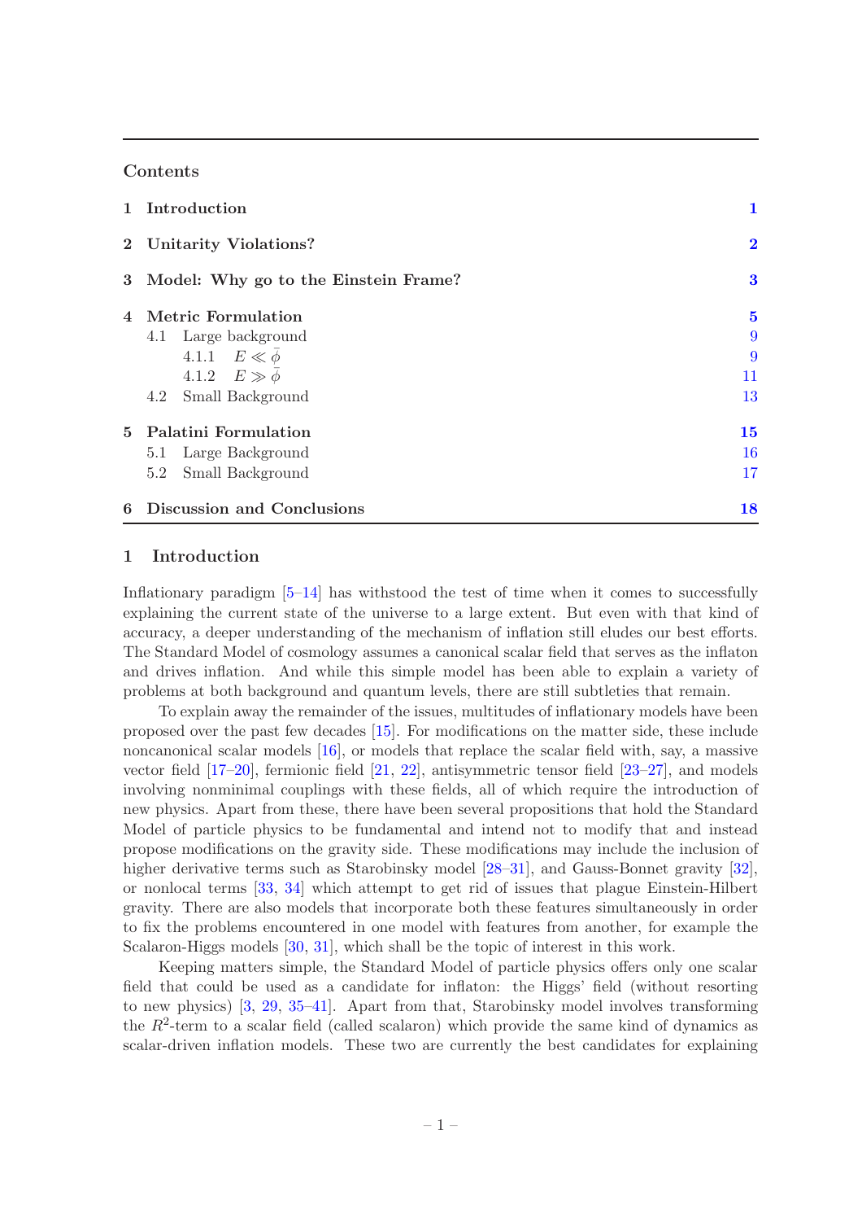## Contents

| | | |
|---|---|---|
| **1** | **Introduction** | **1** |
| **2** | **Unitarity Violations?** | **2** |
| **3** | **Model: Why go to the Einstein Frame?** | **3** |
| **4** | **Metric Formulation** | **5** |
| | 4.1 Large background | 9 |
| | 4.1.1 $E \ll \bar{\phi}$ | 9 |
| | 4.1.2 $E \gg \bar{\phi}$ | 11 |
| | 4.2 Small Background | 13 |
| **5** | **Palatini Formulation** | **15** |
| | 5.1 Large Background | 16 |
| | 5.2 Small Background | 17 |
| **6** | **Discussion and Conclusions** | **18** |

## 1 Introduction

Inflationary paradigm [5–14] has withstood the test of time when it comes to successfully explaining the current state of the universe to a large extent. But even with that kind of accuracy, a deeper understanding of the mechanism of inflation still eludes our best efforts. The Standard Model of cosmology assumes a canonical scalar field that serves as the inflaton and drives inflation. And while this simple model has been able to explain a variety of problems at both background and quantum levels, there are still subtleties that remain.

To explain away the remainder of the issues, multitudes of inflationary models have been proposed over the past few decades [15]. For modifications on the matter side, these include noncanonical scalar models [16], or models that replace the scalar field with, say, a massive vector field [17–20], fermionic field [21, 22], antisymmetric tensor field [23–27], and models involving nonminimal couplings with these fields, all of which require the introduction of new physics. Apart from these, there have been several propositions that hold the Standard Model of particle physics to be fundamental and intend not to modify that and instead propose modifications on the gravity side. These modifications may include the inclusion of higher derivative terms such as Starobinsky model [28–31], and Gauss-Bonnet gravity [32], or nonlocal terms [33, 34] which attempt to get rid of issues that plague Einstein-Hilbert gravity. There are also models that incorporate both these features simultaneously in order to fix the problems encountered in one model with features from another, for example the Scalaron-Higgs models [30, 31], which shall be the topic of interest in this work.

Keeping matters simple, the Standard Model of particle physics offers only one scalar field that could be used as a candidate for inflaton: the Higgs' field (without resorting to new physics) [3, 29, 35–41]. Apart from that, Starobinsky model involves transforming the $R^2$-term to a scalar field (called scalaron) which provide the same kind of dynamics as scalar-driven inflation models. These two are currently the best candidates for explaining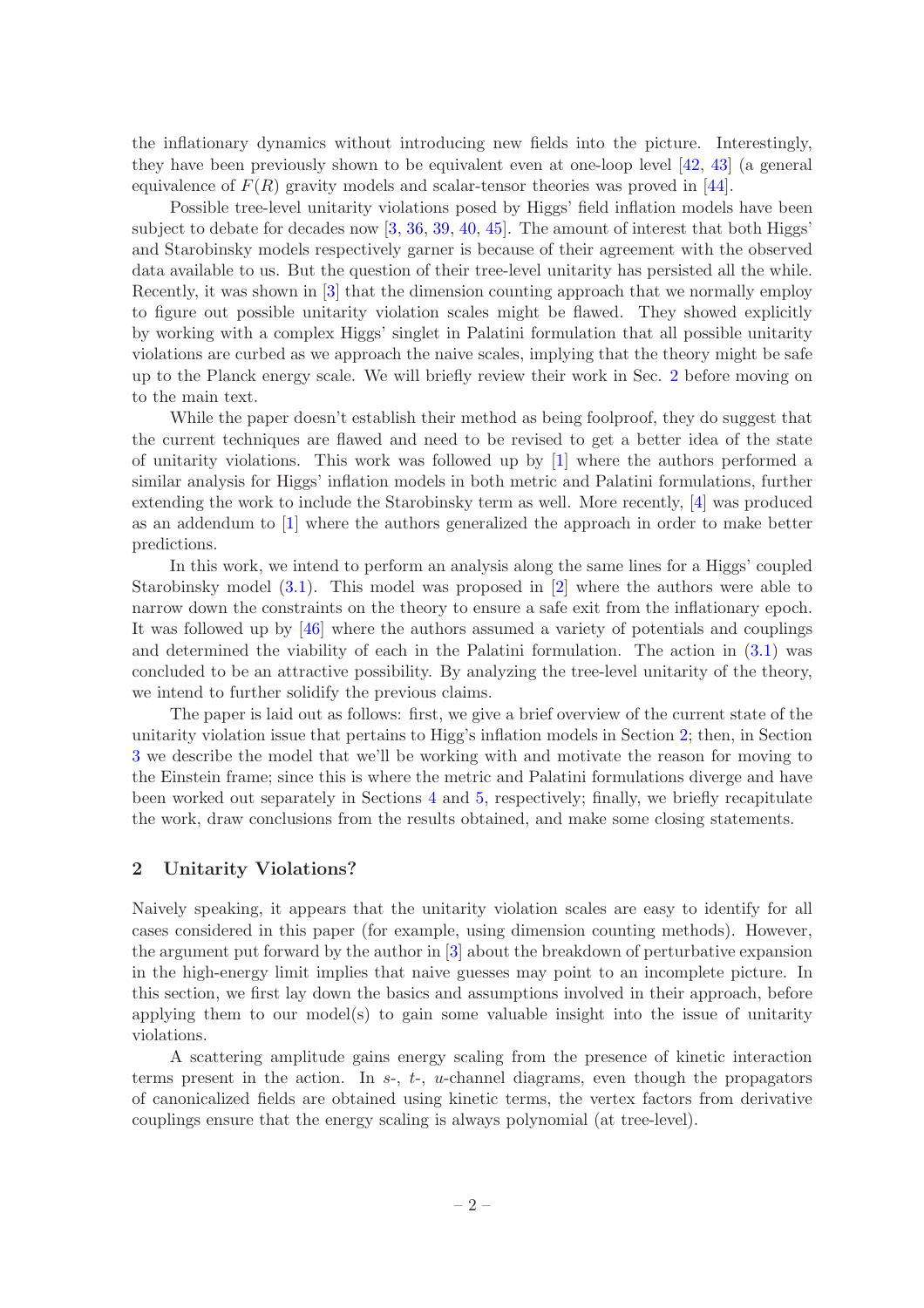the inflationary dynamics without introducing new fields into the picture. Interestingly, they have been previously shown to be equivalent even at one-loop level [42, 43] (a general equivalence of $F(R)$ gravity models and scalar-tensor theories was proved in [44].

Possible tree-level unitarity violations posed by Higgs' field inflation models have been subject to debate for decades now [3, 36, 39, 40, 45]. The amount of interest that both Higgs' and Starobinsky models respectively garner is because of their agreement with the observed data available to us. But the question of their tree-level unitarity has persisted all the while. Recently, it was shown in [3] that the dimension counting approach that we normally employ to figure out possible unitarity violation scales might be flawed. They showed explicitly by working with a complex Higgs' singlet in Palatini formulation that all possible unitarity violations are curbed as we approach the naive scales, implying that the theory might be safe up to the Planck energy scale. We will briefly review their work in Sec. 2 before moving on to the main text.

While the paper doesn't establish their method as being foolproof, they do suggest that the current techniques are flawed and need to be revised to get a better idea of the state of unitarity violations. This work was followed up by [1] where the authors performed a similar analysis for Higgs' inflation models in both metric and Palatini formulations, further extending the work to include the Starobinsky term as well. More recently, [4] was produced as an addendum to [1] where the authors generalized the approach in order to make better predictions.

In this work, we intend to perform an analysis along the same lines for a Higgs' coupled Starobinsky model (3.1). This model was proposed in [2] where the authors were able to narrow down the constraints on the theory to ensure a safe exit from the inflationary epoch. It was followed up by [46] where the authors assumed a variety of potentials and couplings and determined the viability of each in the Palatini formulation. The action in (3.1) was concluded to be an attractive possibility. By analyzing the tree-level unitarity of the theory, we intend to further solidify the previous claims.

The paper is laid out as follows: first, we give a brief overview of the current state of the unitarity violation issue that pertains to Higg's inflation models in Section 2; then, in Section 3 we describe the model that we'll be working with and motivate the reason for moving to the Einstein frame; since this is where the metric and Palatini formulations diverge and have been worked out separately in Sections 4 and 5, respectively; finally, we briefly recapitulate the work, draw conclusions from the results obtained, and make some closing statements.

## 2 Unitarity Violations?

Naively speaking, it appears that the unitarity violation scales are easy to identify for all cases considered in this paper (for example, using dimension counting methods). However, the argument put forward by the author in [3] about the breakdown of perturbative expansion in the high-energy limit implies that naive guesses may point to an incomplete picture. In this section, we first lay down the basics and assumptions involved in their approach, before applying them to our model(s) to gain some valuable insight into the issue of unitarity violations.

A scattering amplitude gains energy scaling from the presence of kinetic interaction terms present in the action. In $s$-, $t$-, $u$-channel diagrams, even though the propagators of canonicalized fields are obtained using kinetic terms, the vertex factors from derivative couplings ensure that the energy scaling is always polynomial (at tree-level).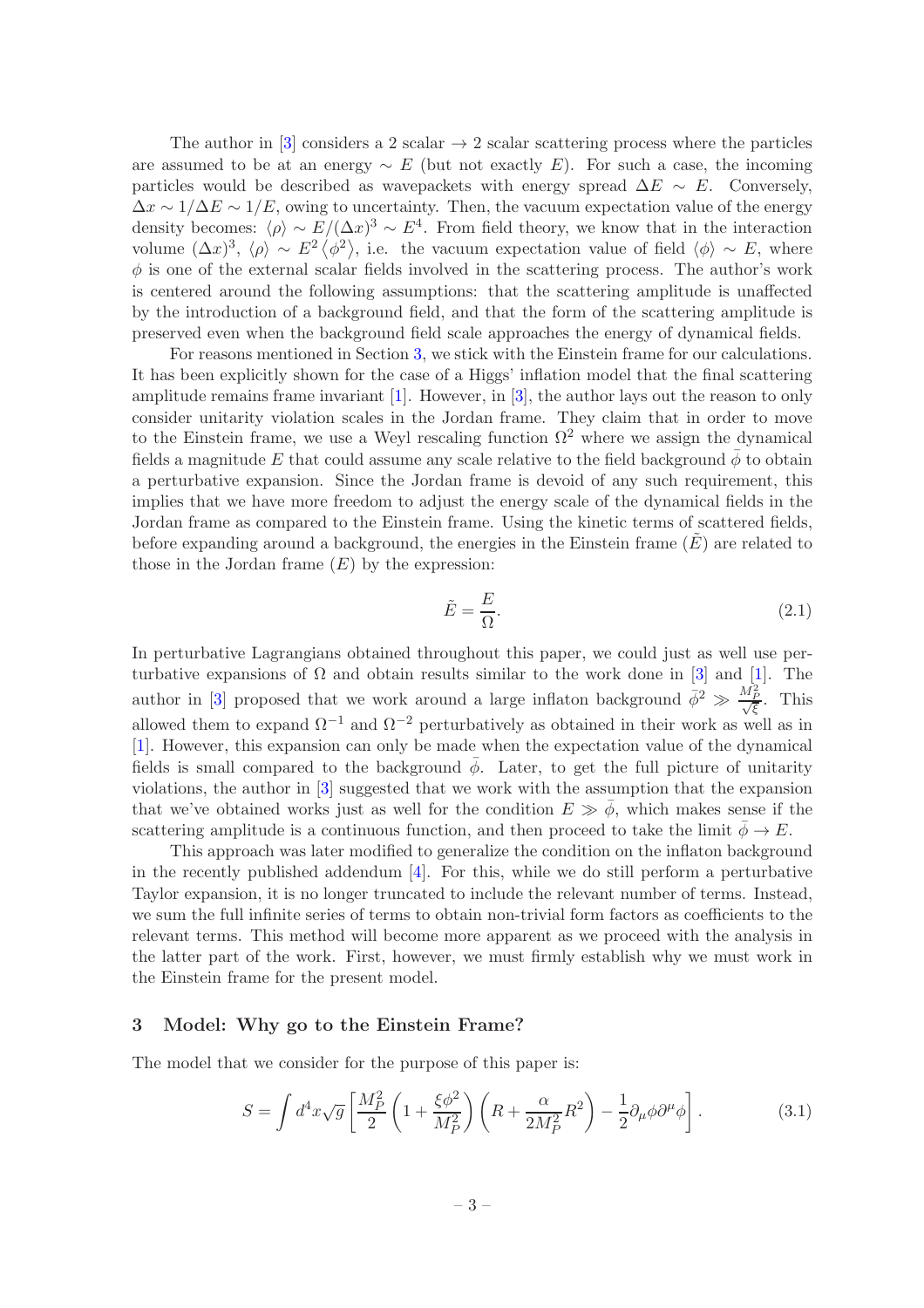The author in [3] considers a 2 scalar → 2 scalar scattering process where the particles are assumed to be at an energy $\sim E$ (but not exactly $E$). For such a case, the incoming particles would be described as wavepackets with energy spread $\Delta E \sim E$. Conversely, $\Delta x \sim 1/\Delta E \sim 1/E$, owing to uncertainty. Then, the vacuum expectation value of the energy density becomes: $\langle \rho \rangle \sim E/(\Delta x)^3 \sim E^4$. From field theory, we know that in the interaction volume $(\Delta x)^3$, $\langle \rho \rangle \sim E^2 \langle \phi^2 \rangle$, i.e. the vacuum expectation value of field $\langle \phi \rangle \sim E$, where $\phi$ is one of the external scalar fields involved in the scattering process. The author's work is centered around the following assumptions: that the scattering amplitude is unaffected by the introduction of a background field, and that the form of the scattering amplitude is preserved even when the background field scale approaches the energy of dynamical fields.

For reasons mentioned in Section 3, we stick with the Einstein frame for our calculations. It has been explicitly shown for the case of a Higgs' inflation model that the final scattering amplitude remains frame invariant [1]. However, in [3], the author lays out the reason to only consider unitarity violation scales in the Jordan frame. They claim that in order to move to the Einstein frame, we use a Weyl rescaling function $\Omega^2$ where we assign the dynamical fields a magnitude $E$ that could assume any scale relative to the field background $\bar{\phi}$ to obtain a perturbative expansion. Since the Jordan frame is devoid of any such requirement, this implies that we have more freedom to adjust the energy scale of the dynamical fields in the Jordan frame as compared to the Einstein frame. Using the kinetic terms of scattered fields, before expanding around a background, the energies in the Einstein frame ($\tilde{E}$) are related to those in the Jordan frame ($E$) by the expression:

$$\tilde{E} = \frac{E}{\Omega}. \tag{2.1}$$

In perturbative Lagrangians obtained throughout this paper, we could just as well use perturbative expansions of $\Omega$ and obtain results similar to the work done in [3] and [1]. The author in [3] proposed that we work around a large inflaton background $\bar{\phi}^2 \gg \frac{M_P^2}{\sqrt{\xi}}$. This allowed them to expand $\Omega^{-1}$ and $\Omega^{-2}$ perturbatively as obtained in their work as well as in [1]. However, this expansion can only be made when the expectation value of the dynamical fields is small compared to the background $\bar{\phi}$. Later, to get the full picture of unitarity violations, the author in [3] suggested that we work with the assumption that the expansion that we've obtained works just as well for the condition $E \gg \bar{\phi}$, which makes sense if the scattering amplitude is a continuous function, and then proceed to take the limit $\bar{\phi} \to E$.

This approach was later modified to generalize the condition on the inflaton background in the recently published addendum [4]. For this, while we do still perform a perturbative Taylor expansion, it is no longer truncated to include the relevant number of terms. Instead, we sum the full infinite series of terms to obtain non-trivial form factors as coefficients to the relevant terms. This method will become more apparent as we proceed with the analysis in the latter part of the work. First, however, we must firmly establish why we must work in the Einstein frame for the present model.

## 3 Model: Why go to the Einstein Frame?

The model that we consider for the purpose of this paper is:

$$S = \int d^4x \sqrt{g} \left[ \frac{M_P^2}{2} \left(1 + \frac{\xi \phi^2}{M_P^2}\right) \left(R + \frac{\alpha}{2M_P^2} R^2\right) - \frac{1}{2} \partial_\mu \phi \partial^\mu \phi \right]. \tag{3.1}$$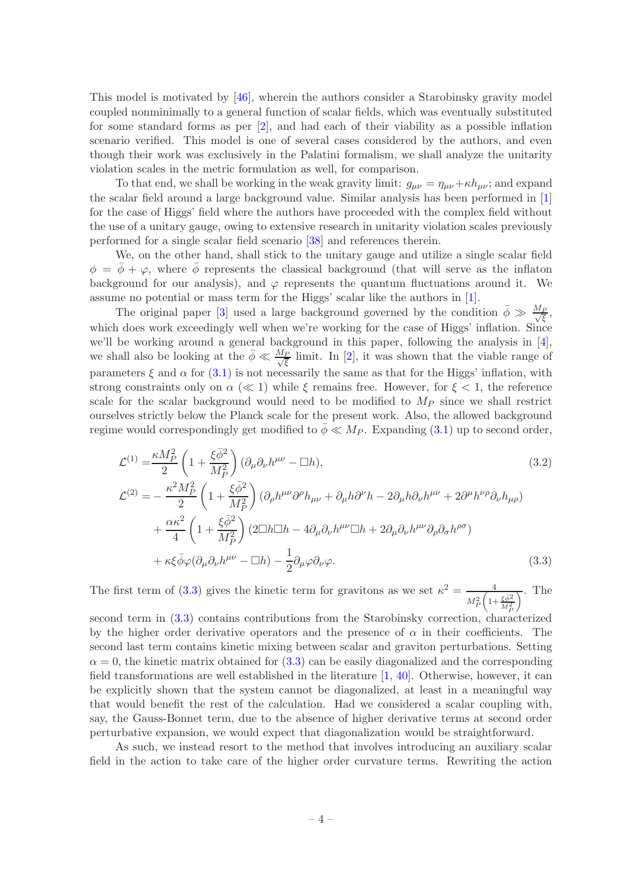This model is motivated by [46], wherein the authors consider a Starobinsky gravity model coupled nonminimally to a general function of scalar fields, which was eventually substituted for some standard forms as per [2], and had each of their viability as a possible inflation scenario verified. This model is one of several cases considered by the authors, and even though their work was exclusively in the Palatini formalism, we shall analyze the unitarity violation scales in the metric formulation as well, for comparison.

To that end, we shall be working in the weak gravity limit: $g_{\mu\nu} = \eta_{\mu\nu} + \kappa h_{\mu\nu}$; and expand the scalar field around a large background value. Similar analysis has been performed in [1] for the case of Higgs' field where the authors have proceeded with the complex field without the use of a unitary gauge, owing to extensive research in unitarity violation scales previously performed for a single scalar field scenario [38] and references therein.

We, on the other hand, shall stick to the unitary gauge and utilize a single scalar field $\phi = \bar{\phi} + \varphi$, where $\bar{\phi}$ represents the classical background (that will serve as the inflaton background for our analysis), and $\varphi$ represents the quantum fluctuations around it. We assume no potential or mass term for the Higgs' scalar like the authors in [1].

The original paper [3] used a large background governed by the condition $\bar{\phi} \gg \frac{M_P}{\sqrt{\xi}}$, which does work exceedingly well when we're working for the case of Higgs' inflation. Since we'll be working around a general background in this paper, following the analysis in [4], we shall also be looking at the $\bar{\phi} \ll \frac{M_P}{\sqrt{\xi}}$ limit. In [2], it was shown that the viable range of parameters $\xi$ and $\alpha$ for (3.1) is not necessarily the same as that for the Higgs' inflation, with strong constraints only on $\alpha$ ($\ll 1$) while $\xi$ remains free. However, for $\xi < 1$, the reference scale for the scalar background would need to be modified to $M_P$ since we shall restrict ourselves strictly below the Planck scale for the present work. Also, the allowed background regime would correspondingly get modified to $\bar{\phi} \ll M_P$. Expanding (3.1) up to second order,

$$
\mathcal{L}^{(1)} = \frac{\kappa M_P^2}{2}\left(1 + \frac{\xi\bar{\phi}^2}{M_P^2}\right)(\partial_\mu\partial_\nu h^{\mu\nu} - \Box h), \tag{3.2}
$$

$$
\begin{aligned}
\mathcal{L}^{(2)} = &-\frac{\kappa^2 M_P^2}{2}\left(1 + \frac{\xi\bar{\phi}^2}{M_P^2}\right)(\partial_\rho h^{\mu\nu}\partial^\rho h_{\mu\nu} + \partial_\mu h\partial^\nu h - 2\partial_\mu h\partial_\nu h^{\mu\nu} + 2\partial^\mu h^{\nu\rho}\partial_\nu h_{\mu\rho}) \\
&+ \frac{\alpha\kappa^2}{4}\left(1 + \frac{\xi\bar{\phi}^2}{M_P^2}\right)(2\Box h\Box h - 4\partial_\mu\partial_\nu h^{\mu\nu}\Box h + 2\partial_\mu\partial_\nu h^{\mu\nu}\partial_\rho\partial_\sigma h^{\rho\sigma}) \\
&+ \kappa\xi\bar{\phi}\varphi(\partial_\mu\partial_\nu h^{\mu\nu} - \Box h) - \frac{1}{2}\partial_\mu\varphi\partial_\nu\varphi.
\end{aligned} \tag{3.3}
$$

The first term of (3.3) gives the kinetic term for gravitons as we set $\kappa^2 = \frac{4}{M_P^2\left(1+\frac{\xi\bar{\phi}^2}{M_P^2}\right)}$. The second term in (3.3) contains contributions from the Starobinsky correction, characterized by the higher order derivative operators and the presence of $\alpha$ in their coefficients. The second last term contains kinetic mixing between scalar and graviton perturbations. Setting $\alpha = 0$, the kinetic matrix obtained for (3.3) can be easily diagonalized and the corresponding field transformations are well established in the literature [1, 40]. Otherwise, however, it can be explicitly shown that the system cannot be diagonalized, at least in a meaningful way that would benefit the rest of the calculation. Had we considered a scalar coupling with, say, the Gauss-Bonnet term, due to the absence of higher derivative terms at second order perturbative expansion, we would expect that diagonalization would be straightforward.

As such, we instead resort to the method that involves introducing an auxiliary scalar field in the action to take care of the higher order curvature terms. Rewriting the action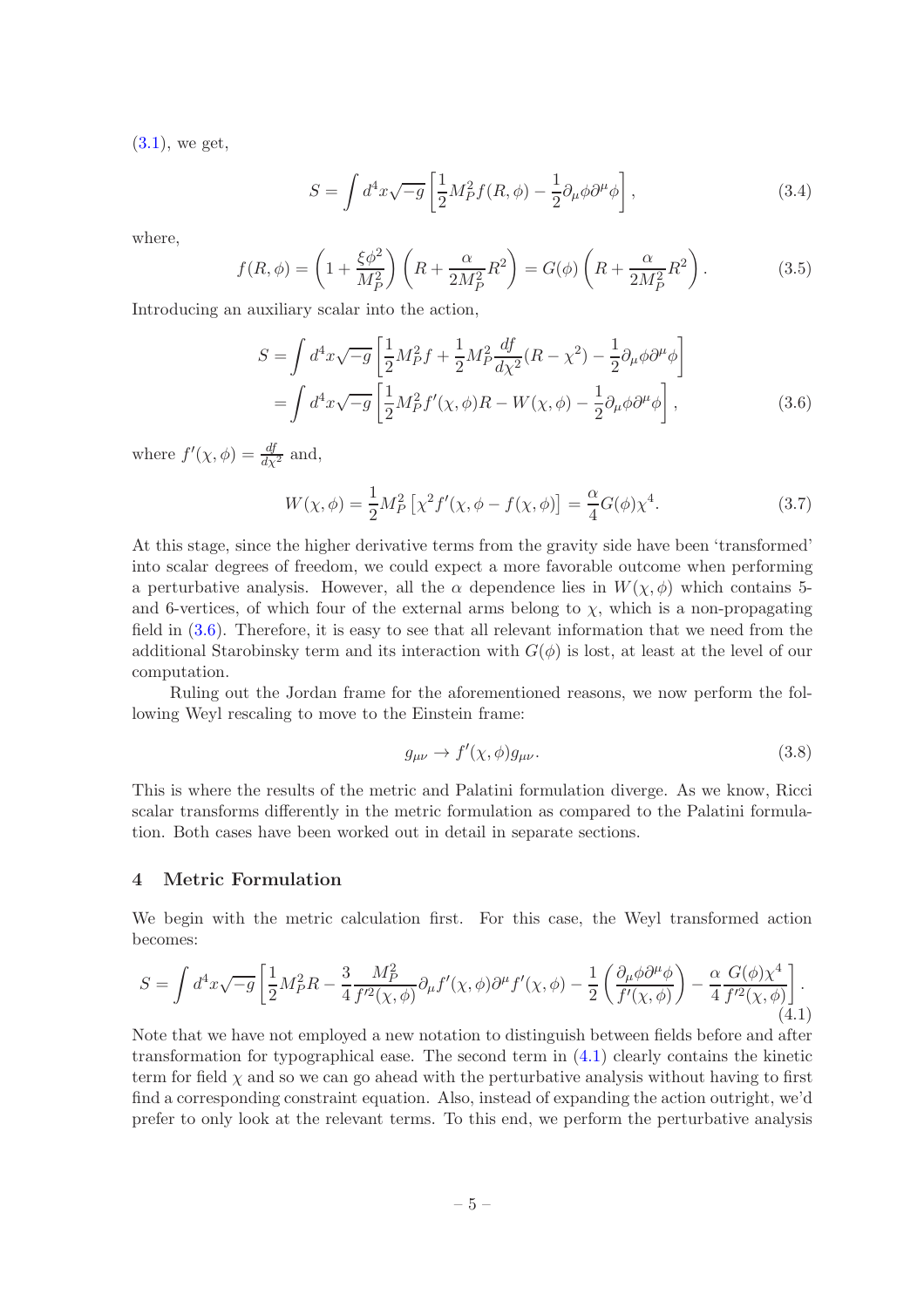(3.1), we get,

$$S = \int d^4x\sqrt{-g}\left[\frac{1}{2}M_P^2 f(R,\phi) - \frac{1}{2}\partial_\mu\phi\partial^\mu\phi\right], \tag{3.4}$$

where,

$$f(R,\phi) = \left(1+\frac{\xi\phi^2}{M_P^2}\right)\left(R+\frac{\alpha}{2M_P^2}R^2\right) = G(\phi)\left(R+\frac{\alpha}{2M_P^2}R^2\right). \tag{3.5}$$

Introducing an auxiliary scalar into the action,

$$\begin{aligned} S &= \int d^4x\sqrt{-g}\left[\frac{1}{2}M_P^2 f + \frac{1}{2}M_P^2\frac{df}{d\chi^2}(R-\chi^2) - \frac{1}{2}\partial_\mu\phi\partial^\mu\phi\right] \\ &= \int d^4x\sqrt{-g}\left[\frac{1}{2}M_P^2 f'(\chi,\phi)R - W(\chi,\phi) - \frac{1}{2}\partial_\mu\phi\partial^\mu\phi\right], \end{aligned} \tag{3.6}$$

where $f'(\chi,\phi) = \frac{df}{d\chi^2}$ and,

$$W(\chi,\phi) = \frac{1}{2}M_P^2\left[\chi^2 f'(\chi,\phi - f(\chi,\phi)\right] = \frac{\alpha}{4}G(\phi)\chi^4. \tag{3.7}$$

At this stage, since the higher derivative terms from the gravity side have been 'transformed' into scalar degrees of freedom, we could expect a more favorable outcome when performing a perturbative analysis. However, all the $\alpha$ dependence lies in $W(\chi,\phi)$ which contains 5- and 6-vertices, of which four of the external arms belong to $\chi$, which is a non-propagating field in (3.6). Therefore, it is easy to see that all relevant information that we need from the additional Starobinsky term and its interaction with $G(\phi)$ is lost, at least at the level of our computation.

Ruling out the Jordan frame for the aforementioned reasons, we now perform the following Weyl rescaling to move to the Einstein frame:

$$g_{\mu\nu} \to f'(\chi,\phi)g_{\mu\nu}. \tag{3.8}$$

This is where the results of the metric and Palatini formulation diverge. As we know, Ricci scalar transforms differently in the metric formulation as compared to the Palatini formulation. Both cases have been worked out in detail in separate sections.

## 4 Metric Formulation

We begin with the metric calculation first. For this case, the Weyl transformed action becomes:

$$S = \int d^4x\sqrt{-g}\left[\frac{1}{2}M_P^2 R - \frac{3}{4}\frac{M_P^2}{f'^2(\chi,\phi)}\partial_\mu f'(\chi,\phi)\partial^\mu f'(\chi,\phi) - \frac{1}{2}\left(\frac{\partial_\mu\phi\partial^\mu\phi}{f'(\chi,\phi)}\right) - \frac{\alpha}{4}\frac{G(\phi)\chi^4}{f'^2(\chi,\phi)}\right]. \tag{4.1}$$

Note that we have not employed a new notation to distinguish between fields before and after transformation for typographical ease. The second term in (4.1) clearly contains the kinetic term for field $\chi$ and so we can go ahead with the perturbative analysis without having to first find a corresponding constraint equation. Also, instead of expanding the action outright, we'd prefer to only look at the relevant terms. To this end, we perform the perturbative analysis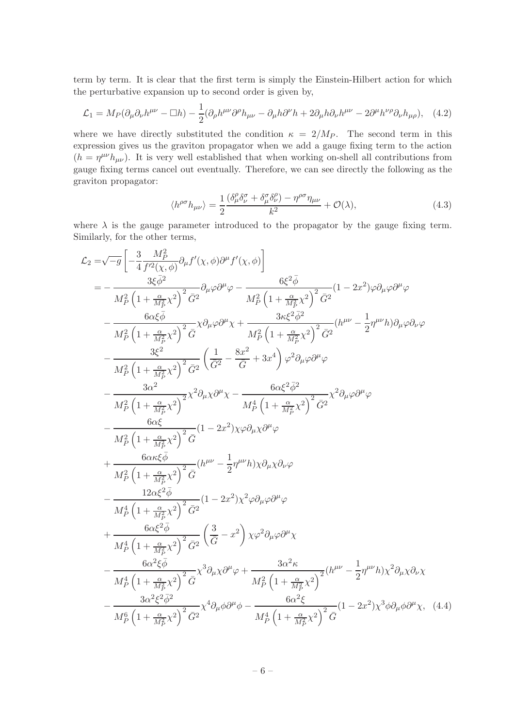term by term. It is clear that the first term is simply the Einstein-Hilbert action for which the perturbative expansion up to second order is given by,

$$\mathcal{L}_1 = M_P(\partial_\mu\partial_\nu h^{\mu\nu} - \Box h) - \frac{1}{2}(\partial_\rho h^{\mu\nu}\partial^\rho h_{\mu\nu} - \partial_\mu h\partial^\nu h + 2\partial_\mu h\partial_\nu h^{\mu\nu} - 2\partial^\mu h^{\nu\rho}\partial_\nu h_{\mu\rho}), \quad (4.2)$$

where we have directly substituted the condition $\kappa = 2/M_P$. The second term in this expression gives us the graviton propagator when we add a gauge fixing term to the action ($h = \eta^{\mu\nu}h_{\mu\nu}$). It is very well established that when working on-shell all contributions from gauge fixing terms cancel out eventually. Therefore, we can see directly the following as the graviton propagator:

$$\langle h^{\rho\sigma}h_{\mu\nu}\rangle = \frac{1}{2}\frac{(\delta^\rho_\mu\delta^\sigma_\nu + \delta^\sigma_\mu\delta^\rho_\nu) - \eta^{\rho\sigma}\eta_{\mu\nu}}{k^2} + \mathcal{O}(\lambda), \quad (4.3)$$

where $\lambda$ is the gauge parameter introduced to the propagator by the gauge fixing term. Similarly, for the other terms,

$$\begin{aligned}
\mathcal{L}_2 =& \sqrt{-g}\left[-\frac{3}{4}\frac{M_P^2}{f'^2(\chi,\phi)}\partial_\mu f'(\chi,\phi)\partial^\mu f'(\chi,\phi)\right] \\
=& -\frac{3\xi\bar{\phi}^2}{M_P^2\left(1+\frac{\alpha}{M_P^2}\chi^2\right)^2\bar{G}^2}\partial_\mu\varphi\partial^\mu\varphi - \frac{6\xi^2\bar{\phi}}{M_P^2\left(1+\frac{\alpha}{M_P^2}\chi^2\right)^2\bar{G}^2}(1-2x^2)\varphi\partial_\mu\varphi\partial^\mu\varphi \\
& - \frac{6\alpha\xi\bar{\phi}}{M_P^2\left(1+\frac{\alpha}{M_P^2}\chi^2\right)^2\bar{G}}\chi\partial_\mu\varphi\partial^\mu\chi + \frac{3\kappa\xi^2\bar{\phi}^2}{M_P^2\left(1+\frac{\alpha}{M_P^2}\chi^2\right)^2\bar{G}^2}(h^{\mu\nu} - \frac{1}{2}\eta^{\mu\nu}h)\partial_\mu\varphi\partial_\nu\varphi \\
& - \frac{3\xi^2}{M_P^2\left(1+\frac{\alpha}{M_P^2}\chi^2\right)^2\bar{G}^2}\left(\frac{1}{\bar{G}^2} - \frac{8x^2}{\bar{G}} + 3x^4\right)\varphi^2\partial_\mu\varphi\partial^\mu\varphi \\
& - \frac{3\alpha^2}{M_P^2\left(1+\frac{\alpha}{M_P^2}\chi^2\right)^2}\chi^2\partial_\mu\chi\partial^\mu\chi - \frac{6\alpha\xi^2\bar{\phi}^2}{M_P^4\left(1+\frac{\alpha}{M_P^2}\chi^2\right)^2\bar{G}^2}\chi^2\partial_\mu\varphi\partial^\mu\varphi \\
& - \frac{6\alpha\xi}{M_P^2\left(1+\frac{\alpha}{M_P^2}\chi^2\right)^2\bar{G}}(1-2x^2)\chi\varphi\partial_\mu\chi\partial^\mu\varphi \\
& + \frac{6\alpha\kappa\xi\bar{\phi}}{M_P^2\left(1+\frac{\alpha}{M_P^2}\chi^2\right)^2\bar{G}}(h^{\mu\nu} - \frac{1}{2}\eta^{\mu\nu}h)\chi\partial_\mu\chi\partial_\nu\varphi \\
& - \frac{12\alpha\xi^2\bar{\phi}}{M_P^4\left(1+\frac{\alpha}{M_P^2}\chi^2\right)^2\bar{G}^2}(1-2x^2)\chi^2\varphi\partial_\mu\varphi\partial^\mu\varphi \\
& + \frac{6\alpha\xi^2\bar{\phi}}{M_P^4\left(1+\frac{\alpha}{M_P^2}\chi^2\right)^2\bar{G}^2}\left(\frac{3}{\bar{G}} - x^2\right)\chi\varphi^2\partial_\mu\varphi\partial^\mu\chi \\
& - \frac{6\alpha^2\xi\bar{\phi}}{M_P^4\left(1+\frac{\alpha}{M_P^2}\chi^2\right)^2\bar{G}}\chi^3\partial_\mu\chi\partial^\mu\varphi + \frac{3\alpha^2\kappa}{M_P^2\left(1+\frac{\alpha}{M_P^2}\chi^2\right)^2}(h^{\mu\nu} - \frac{1}{2}\eta^{\mu\nu}h)\chi^2\partial_\mu\chi\partial_\nu\chi \\
& - \frac{3\alpha^2\xi^2\bar{\phi}^2}{M_P^6\left(1+\frac{\alpha}{M_P^2}\chi^2\right)^2\bar{G}^2}\chi^4\partial_\mu\phi\partial^\mu\phi - \frac{6\alpha^2\xi}{M_P^4\left(1+\frac{\alpha}{M_P^2}\chi^2\right)^2\bar{G}}(1-2x^2)\chi^3\phi\partial_\mu\phi\partial^\mu\chi, \quad (4.4)
\end{aligned}$$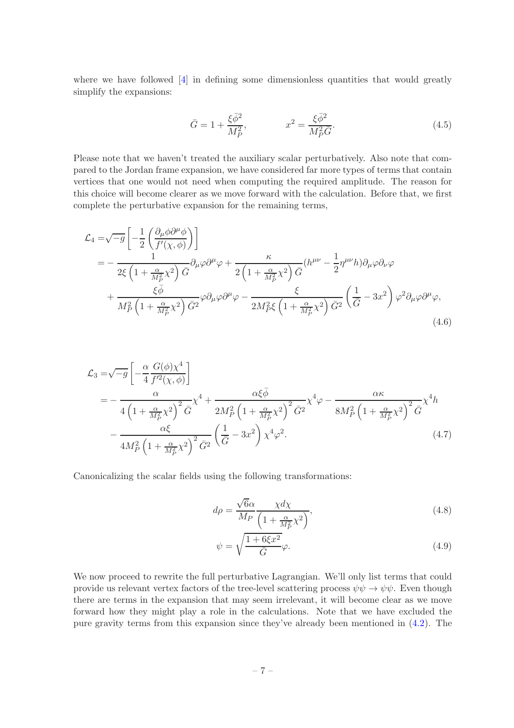where we have followed [4] in defining some dimensionless quantities that would greatly simplify the expansions:

$$\bar{G} = 1 + \frac{\xi\bar{\phi}^2}{M_P^2}, \qquad\qquad x^2 = \frac{\xi\bar{\phi}^2}{M_P^2\bar{G}}. \tag{4.5}$$

Please note that we haven't treated the auxiliary scalar perturbatively. Also note that compared to the Jordan frame expansion, we have considered far more types of terms that contain vertices that one would not need when computing the required amplitude. The reason for this choice will become clearer as we move forward with the calculation. Before that, we first complete the perturbative expansion for the remaining terms,

$$\begin{aligned}
\mathcal{L}_4 =& \sqrt{-g}\left[-\frac{1}{2}\left(\frac{\partial_\mu\phi\partial^\mu\phi}{f'(\chi,\phi)}\right)\right] \\
=& -\frac{1}{2\xi\left(1+\frac{\alpha}{M_P^2}\chi^2\right)\bar{G}}\partial_\mu\varphi\partial^\mu\varphi + \frac{\kappa}{2\left(1+\frac{\alpha}{M_P^2}\chi^2\right)\bar{G}}(h^{\mu\nu} - \frac{1}{2}\eta^{\mu\nu}h)\partial_\mu\varphi\partial_\nu\varphi \\
&+ \frac{\xi\bar{\phi}}{M_P^2\left(1+\frac{\alpha}{M_P^2}\chi^2\right)\bar{G}^2}\varphi\partial_\mu\varphi\partial^\mu\varphi - \frac{\xi}{2M_P^2\xi\left(1+\frac{\alpha}{M_P^2}\chi^2\right)\bar{G}^2}\left(\frac{1}{\bar{G}} - 3x^2\right)\varphi^2\partial_\mu\varphi\partial^\mu\varphi,
\end{aligned} \tag{4.6}$$

$$\begin{aligned}
\mathcal{L}_3 =& \sqrt{-g}\left[-\frac{\alpha}{4}\frac{G(\phi)\chi^4}{f'^2(\chi,\phi)}\right] \\
=& -\frac{\alpha}{4\left(1+\frac{\alpha}{M_P^2}\chi^2\right)^2\bar{G}}\chi^4 + \frac{\alpha\xi\bar{\phi}}{2M_P^2\left(1+\frac{\alpha}{M_P^2}\chi^2\right)^2\bar{G}^2}\chi^4\varphi - \frac{\alpha\kappa}{8M_P^2\left(1+\frac{\alpha}{M_P^2}\chi^2\right)^2\bar{G}}\chi^4 h \\
&- \frac{\alpha\xi}{4M_P^2\left(1+\frac{\alpha}{M_P^2}\chi^2\right)^2\bar{G}^2}\left(\frac{1}{\bar{G}} - 3x^2\right)\chi^4\varphi^2.
\end{aligned} \tag{4.7}$$

Canonicalizing the scalar fields using the following transformations:

$$d\rho = \frac{\sqrt{6}\alpha}{M_P}\frac{\chi d\chi}{\left(1+\frac{\alpha}{M_P^2}\chi^2\right)}, \tag{4.8}$$

$$\psi = \sqrt{\frac{1+6\xi x^2}{\bar{G}}}\varphi. \tag{4.9}$$

We now proceed to rewrite the full perturbative Lagrangian. We'll only list terms that could provide us relevant vertex factors of the tree-level scattering process $\psi\psi \to \psi\psi$. Even though there are terms in the expansion that may seem irrelevant, it will become clear as we move forward how they might play a role in the calculations. Note that we have excluded the pure gravity terms from this expansion since they've already been mentioned in (4.2). The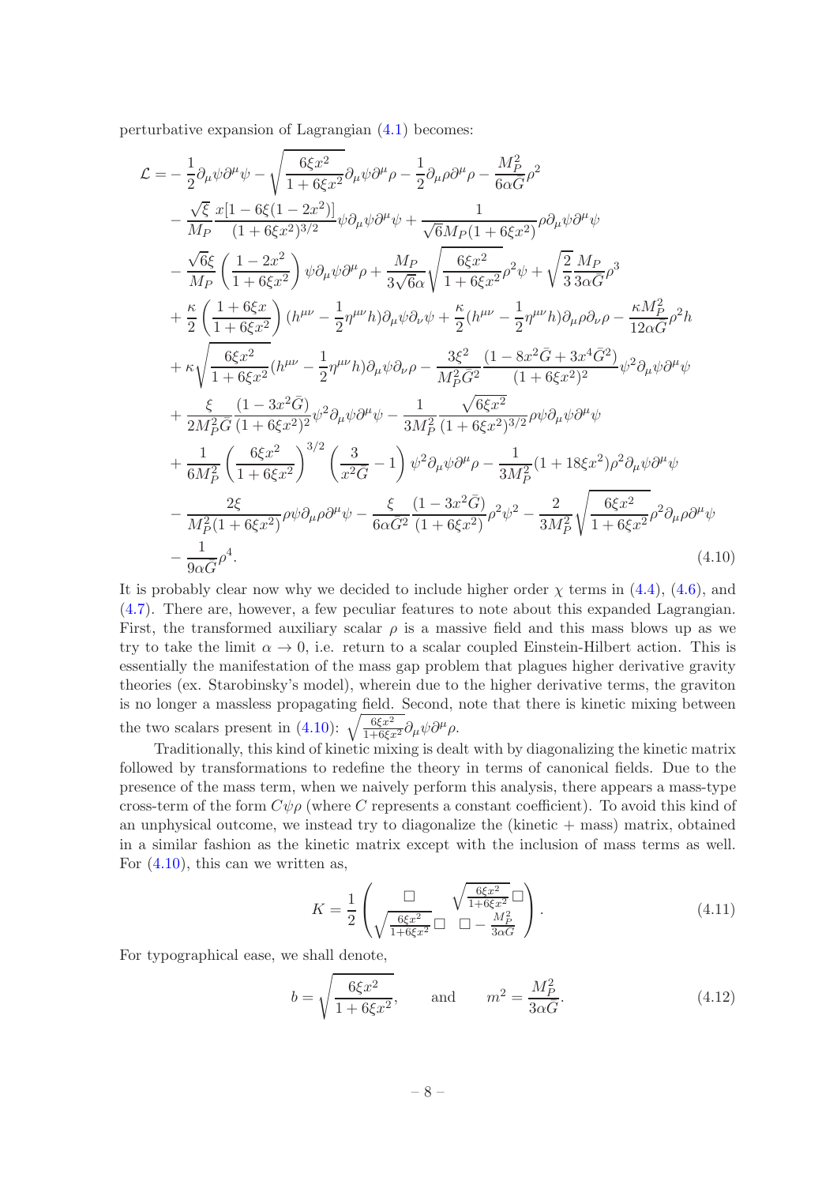perturbative expansion of Lagrangian (4.1) becomes:

$$
\begin{aligned}
\mathcal{L} = &-\frac{1}{2}\partial_\mu\psi\partial^\mu\psi - \sqrt{\frac{6\xi x^2}{1+6\xi x^2}}\partial_\mu\psi\partial^\mu\rho - \frac{1}{2}\partial_\mu\rho\partial^\mu\rho - \frac{M_P^2}{6\alpha\bar{G}}\rho^2 \\
&- \frac{\sqrt{\xi}}{M_P}\frac{x[1-6\xi(1-2x^2)]}{(1+6\xi x^2)^{3/2}}\psi\partial_\mu\psi\partial^\mu\psi + \frac{1}{\sqrt{6}M_P(1+6\xi x^2)}\rho\partial_\mu\psi\partial^\mu\psi \\
&- \frac{\sqrt{6}\xi}{M_P}\left(\frac{1-2x^2}{1+6\xi x^2}\right)\psi\partial_\mu\psi\partial^\mu\rho + \frac{M_P}{3\sqrt{6}\alpha}\sqrt{\frac{6\xi x^2}{1+6\xi x^2}}\rho^2\psi + \sqrt{\frac{2}{3}}\frac{M_P}{3\alpha\bar{G}}\rho^3 \\
&+ \frac{\kappa}{2}\left(\frac{1+6\xi x}{1+6\xi x^2}\right)(h^{\mu\nu} - \frac{1}{2}\eta^{\mu\nu}h)\partial_\mu\psi\partial_\nu\psi + \frac{\kappa}{2}(h^{\mu\nu} - \frac{1}{2}\eta^{\mu\nu}h)\partial_\mu\rho\partial_\nu\rho - \frac{\kappa M_P^2}{12\alpha\bar{G}}\rho^2 h \\
&+ \kappa\sqrt{\frac{6\xi x^2}{1+6\xi x^2}}(h^{\mu\nu} - \frac{1}{2}\eta^{\mu\nu}h)\partial_\mu\psi\partial_\nu\rho - \frac{3\xi^2}{M_P^2\bar{G}^2}\frac{(1-8x^2\bar{G}+3x^4\bar{G}^2)}{(1+6\xi x^2)^2}\psi^2\partial_\mu\psi\partial^\mu\psi \\
&+ \frac{\xi}{2M_P^2\bar{G}}\frac{(1-3x^2\bar{G})}{(1+6\xi x^2)^2}\psi^2\partial_\mu\psi\partial^\mu\psi - \frac{1}{3M_P^2}\frac{\sqrt{6\xi x^2}}{(1+6\xi x^2)^{3/2}}\rho\psi\partial_\mu\psi\partial^\mu\psi \\
&+ \frac{1}{6M_P^2}\left(\frac{6\xi x^2}{1+6\xi x^2}\right)^{3/2}\left(\frac{3}{x^2\bar{G}} - 1\right)\psi^2\partial_\mu\psi\partial^\mu\rho - \frac{1}{3M_P^2}(1+18\xi x^2)\rho^2\partial_\mu\psi\partial^\mu\psi \\
&- \frac{2\xi}{M_P^2(1+6\xi x^2)}\rho\psi\partial_\mu\rho\partial^\mu\psi - \frac{\xi}{6\alpha\bar{G}^2}\frac{(1-3x^2\bar{G})}{(1+6\xi x^2)}\rho^2\psi^2 - \frac{2}{3M_P^2}\sqrt{\frac{6\xi x^2}{1+6\xi x^2}}\rho^2\partial_\mu\rho\partial^\mu\psi \\
&- \frac{1}{9\alpha\bar{G}}\rho^4.
\end{aligned}
\tag{4.10}
$$

It is probably clear now why we decided to include higher order $\chi$ terms in (4.4), (4.6), and (4.7). There are, however, a few peculiar features to note about this expanded Lagrangian. First, the transformed auxiliary scalar $\rho$ is a massive field and this mass blows up as we try to take the limit $\alpha \to 0$, i.e. return to a scalar coupled Einstein-Hilbert action. This is essentially the manifestation of the mass gap problem that plagues higher derivative gravity theories (ex. Starobinsky's model), wherein due to the higher derivative terms, the graviton is no longer a massless propagating field. Second, note that there is kinetic mixing between the two scalars present in (4.10): $\sqrt{\frac{6\xi x^2}{1+6\xi x^2}}\partial_\mu\psi\partial^\mu\rho$.

Traditionally, this kind of kinetic mixing is dealt with by diagonalizing the kinetic matrix followed by transformations to redefine the theory in terms of canonical fields. Due to the presence of the mass term, when we naively perform this analysis, there appears a mass-type cross-term of the form $C\psi\rho$ (where $C$ represents a constant coefficient). To avoid this kind of an unphysical outcome, we instead try to diagonalize the (kinetic + mass) matrix, obtained in a similar fashion as the kinetic matrix except with the inclusion of mass terms as well. For (4.10), this can we written as,

$$
K = \frac{1}{2}\begin{pmatrix} \Box & \sqrt{\frac{6\xi x^2}{1+6\xi x^2}}\Box \\ \sqrt{\frac{6\xi x^2}{1+6\xi x^2}}\Box & \Box - \frac{M_P^2}{3\alpha\bar{G}} \end{pmatrix}. \tag{4.11}
$$

For typographical ease, we shall denote,

$$
b = \sqrt{\frac{6\xi x^2}{1+6\xi x^2}}, \qquad \text{and} \qquad m^2 = \frac{M_P^2}{3\alpha\bar{G}}. \tag{4.12}
$$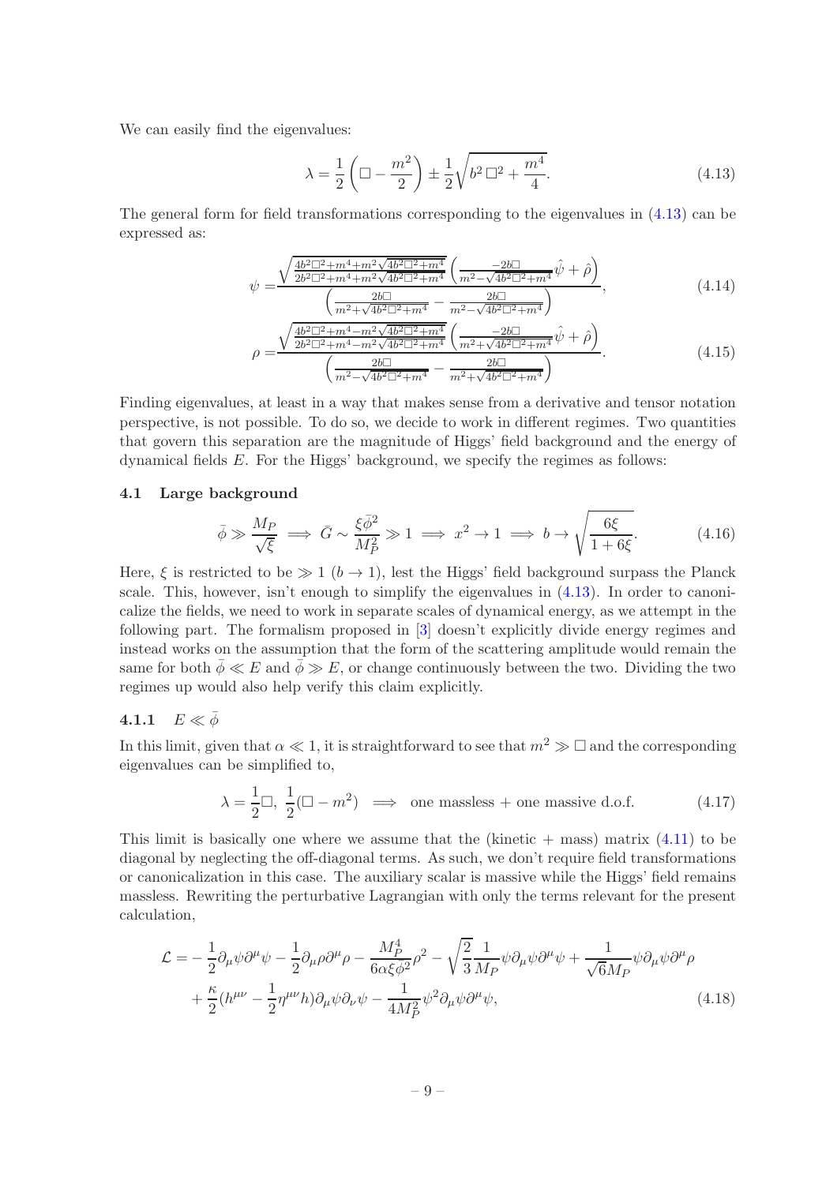We can easily find the eigenvalues:

$$\lambda = \frac{1}{2}\left(\Box - \frac{m^2}{2}\right) \pm \frac{1}{2}\sqrt{b^2\,\Box^2 + \frac{m^4}{4}}. \tag{4.13}$$

The general form for field transformations corresponding to the eigenvalues in (4.13) can be expressed as:

$$\psi = \frac{\sqrt{\frac{4b^2\Box^2+m^4+m^2\sqrt{4b^2\Box^2+m^4}}{2b^2\Box^2+m^4+m^2\sqrt{4b^2\Box^2+m^4}}}\left(\frac{-2b\Box}{m^2-\sqrt{4b^2\Box^2+m^4}}\hat{\psi}+\hat{\rho}\right)}{\left(\frac{2b\Box}{m^2+\sqrt{4b^2\Box^2+m^4}}-\frac{2b\Box}{m^2-\sqrt{4b^2\Box^2+m^4}}\right)}, \tag{4.14}$$

$$\rho = \frac{\sqrt{\frac{4b^2\Box^2+m^4-m^2\sqrt{4b^2\Box^2+m^4}}{2b^2\Box^2+m^4-m^2\sqrt{4b^2\Box^2+m^4}}}\left(\frac{-2b\Box}{m^2+\sqrt{4b^2\Box^2+m^4}}\hat{\psi}+\hat{\rho}\right)}{\left(\frac{2b\Box}{m^2-\sqrt{4b^2\Box^2+m^4}}-\frac{2b\Box}{m^2+\sqrt{4b^2\Box^2+m^4}}\right)}. \tag{4.15}$$

Finding eigenvalues, at least in a way that makes sense from a derivative and tensor notation perspective, is not possible. To do so, we decide to work in different regimes. Two quantities that govern this separation are the magnitude of Higgs' field background and the energy of dynamical fields $E$. For the Higgs' background, we specify the regimes as follows:

### 4.1 Large background

$$\bar{\phi} \gg \frac{M_P}{\sqrt{\xi}} \implies \bar{G} \sim \frac{\xi\bar{\phi}^2}{M_P^2} \gg 1 \implies x^2 \to 1 \implies b \to \sqrt{\frac{6\xi}{1+6\xi}}. \tag{4.16}$$

Here, $\xi$ is restricted to be $\gg 1$ ($b \to 1$), lest the Higgs' field background surpass the Planck scale. This, however, isn't enough to simplify the eigenvalues in (4.13). In order to canonicalize the fields, we need to work in separate scales of dynamical energy, as we attempt in the following part. The formalism proposed in [3] doesn't explicitly divide energy regimes and instead works on the assumption that the form of the scattering amplitude would remain the same for both $\bar{\phi} \ll E$ and $\bar{\phi} \gg E$, or change continuously between the two. Dividing the two regimes up would also help verify this claim explicitly.

#### 4.1.1 $E \ll \bar{\phi}$

In this limit, given that $\alpha \ll 1$, it is straightforward to see that $m^2 \gg \Box$ and the corresponding eigenvalues can be simplified to,

$$\lambda = \frac{1}{2}\Box,\ \frac{1}{2}(\Box - m^2) \implies \text{one massless + one massive d.o.f.} \tag{4.17}$$

This limit is basically one where we assume that the (kinetic + mass) matrix (4.11) to be diagonal by neglecting the off-diagonal terms. As such, we don't require field transformations or canonicalization in this case. The auxiliary scalar is massive while the Higgs' field remains massless. Rewriting the perturbative Lagrangian with only the terms relevant for the present calculation,

$$\begin{aligned}
\mathcal{L} = &-\frac{1}{2}\partial_\mu\psi\partial^\mu\psi - \frac{1}{2}\partial_\mu\rho\partial^\mu\rho - \frac{M_P^4}{6\alpha\xi\bar{\phi}^2}\rho^2 - \sqrt{\frac{2}{3}}\frac{1}{M_P}\psi\partial_\mu\psi\partial^\mu\psi + \frac{1}{\sqrt{6}M_P}\psi\partial_\mu\psi\partial^\mu\rho \\
&+ \frac{\kappa}{2}(h^{\mu\nu} - \frac{1}{2}\eta^{\mu\nu}h)\partial_\mu\psi\partial_\nu\psi - \frac{1}{4M_P^2}\psi^2\partial_\mu\psi\partial^\mu\psi,
\end{aligned} \tag{4.18}$$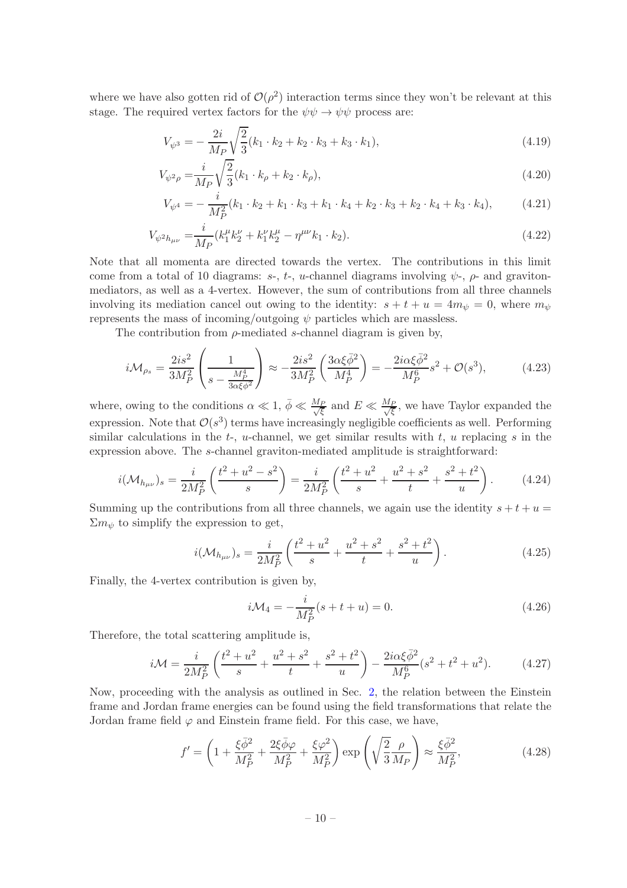where we have also gotten rid of $\mathcal{O}(\rho^2)$ interaction terms since they won't be relevant at this stage. The required vertex factors for the $\psi\psi \to \psi\psi$ process are:

$$V_{\psi^3} = -\frac{2i}{M_P}\sqrt{\frac{2}{3}}(k_1 \cdot k_2 + k_2 \cdot k_3 + k_3 \cdot k_1), \tag{4.19}$$

$$V_{\psi^2\rho} = \frac{i}{M_P}\sqrt{\frac{2}{3}}(k_1 \cdot k_\rho + k_2 \cdot k_\rho), \tag{4.20}$$

$$V_{\psi^4} = -\frac{i}{M_P^2}(k_1 \cdot k_2 + k_1 \cdot k_3 + k_1 \cdot k_4 + k_2 \cdot k_3 + k_2 \cdot k_4 + k_3 \cdot k_4), \tag{4.21}$$

$$V_{\psi^2 h_{\mu\nu}} = \frac{i}{M_P}(k_1^\mu k_2^\nu + k_1^\nu k_2^\mu - \eta^{\mu\nu} k_1 \cdot k_2). \tag{4.22}$$

Note that all momenta are directed towards the vertex. The contributions in this limit come from a total of 10 diagrams: $s$-, $t$-, $u$-channel diagrams involving $\psi$-, $\rho$- and graviton-mediators, as well as a 4-vertex. However, the sum of contributions from all three channels involving its mediation cancel out owing to the identity: $s + t + u = 4m_\psi = 0$, where $m_\psi$ represents the mass of incoming/outgoing $\psi$ particles which are massless.

The contribution from $\rho$-mediated $s$-channel diagram is given by,

$$i\mathcal{M}_{\rho_s} = \frac{2is^2}{3M_P^2}\left(\frac{1}{s - \frac{M_P^4}{3\alpha\xi\bar{\phi}^2}}\right) \approx -\frac{2is^2}{3M_P^2}\left(\frac{3\alpha\xi\bar{\phi}^2}{M_P^4}\right) = -\frac{2i\alpha\xi\bar{\phi}^2}{M_P^6}s^2 + \mathcal{O}(s^3), \tag{4.23}$$

where, owing to the conditions $\alpha \ll 1$, $\bar{\phi} \ll \frac{M_P}{\sqrt{\xi}}$ and $E \ll \frac{M_P}{\sqrt{\xi}}$, we have Taylor expanded the expression. Note that $\mathcal{O}(s^3)$ terms have increasingly negligible coefficients as well. Performing similar calculations in the $t$-, $u$-channel, we get similar results with $t$, $u$ replacing $s$ in the expression above. The $s$-channel graviton-mediated amplitude is straightforward:

$$i(\mathcal{M}_{h_{\mu\nu}})_s = \frac{i}{2M_P^2}\left(\frac{t^2 + u^2 - s^2}{s}\right) = \frac{i}{2M_P^2}\left(\frac{t^2 + u^2}{s} + \frac{u^2 + s^2}{t} + \frac{s^2 + t^2}{u}\right). \tag{4.24}$$

Summing up the contributions from all three channels, we again use the identity $s + t + u = \Sigma m_\psi$ to simplify the expression to get,

$$i(\mathcal{M}_{h_{\mu\nu}})_s = \frac{i}{2M_P^2}\left(\frac{t^2 + u^2}{s} + \frac{u^2 + s^2}{t} + \frac{s^2 + t^2}{u}\right). \tag{4.25}$$

Finally, the 4-vertex contribution is given by,

$$i\mathcal{M}_4 = -\frac{i}{M_P^2}(s + t + u) = 0. \tag{4.26}$$

Therefore, the total scattering amplitude is,

$$i\mathcal{M} = \frac{i}{2M_P^2}\left(\frac{t^2 + u^2}{s} + \frac{u^2 + s^2}{t} + \frac{s^2 + t^2}{u}\right) - \frac{2i\alpha\xi\bar{\phi}^2}{M_P^6}(s^2 + t^2 + u^2). \tag{4.27}$$

Now, proceeding with the analysis as outlined in Sec. 2, the relation between the Einstein frame and Jordan frame energies can be found using the field transformations that relate the Jordan frame field $\varphi$ and Einstein frame field. For this case, we have,

$$f' = \left(1 + \frac{\xi\bar{\phi}^2}{M_P^2} + \frac{2\xi\bar{\phi}\varphi}{M_P^2} + \frac{\xi\varphi^2}{M_P^2}\right)\exp\left(\sqrt{\frac{2}{3}}\frac{\rho}{M_P}\right) \approx \frac{\xi\bar{\phi}^2}{M_P^2}, \tag{4.28}$$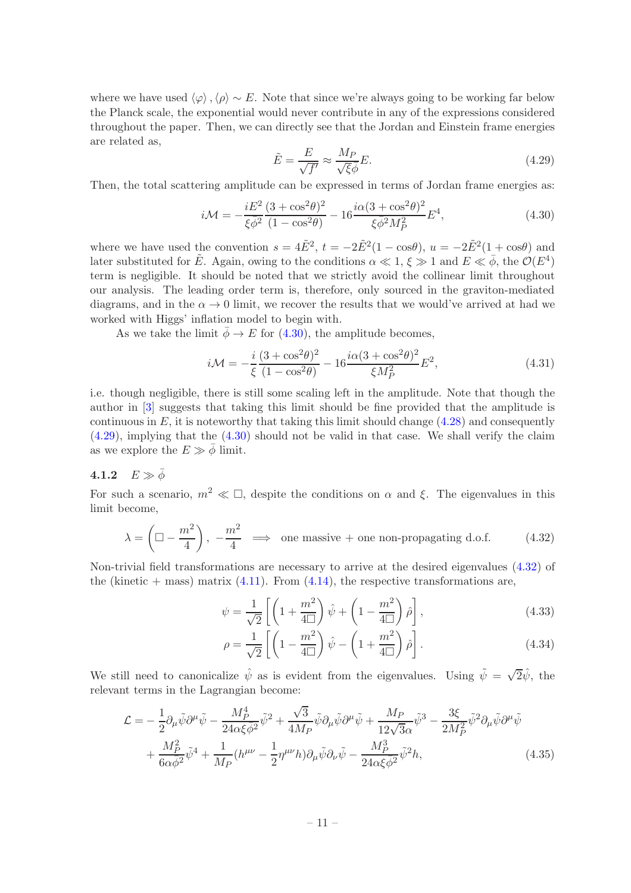where we have used $\langle\varphi\rangle, \langle\rho\rangle \sim E$. Note that since we're always going to be working far below the Planck scale, the exponential would never contribute in any of the expressions considered throughout the paper. Then, we can directly see that the Jordan and Einstein frame energies are related as,

$$\tilde{E} = \frac{E}{\sqrt{f'}} \approx \frac{M_P}{\sqrt{\xi}\bar{\phi}} E. \tag{4.29}$$

Then, the total scattering amplitude can be expressed in terms of Jordan frame energies as:

$$i\mathcal{M} = -\frac{iE^2}{\xi\bar{\phi}^2}\frac{(3+\cos^2\theta)^2}{(1-\cos^2\theta)} - 16\frac{i\alpha(3+\cos^2\theta)^2}{\xi\bar{\phi}^2 M_P^2}E^4, \tag{4.30}$$

where we have used the convention $s = 4\tilde{E}^2$, $t = -2\tilde{E}^2(1-\cos\theta)$, $u = -2\tilde{E}^2(1+\cos\theta)$ and later substituted for $\tilde{E}$. Again, owing to the conditions $\alpha \ll 1$, $\xi \gg 1$ and $E \ll \bar{\phi}$, the $\mathcal{O}(E^4)$ term is negligible. It should be noted that we strictly avoid the collinear limit throughout our analysis. The leading order term is, therefore, only sourced in the graviton-mediated diagrams, and in the $\alpha \to 0$ limit, we recover the results that we would've arrived at had we worked with Higgs' inflation model to begin with.

As we take the limit $\bar{\phi} \to E$ for (4.30), the amplitude becomes,

$$i\mathcal{M} = -\frac{i}{\xi}\frac{(3+\cos^2\theta)^2}{(1-\cos^2\theta)} - 16\frac{i\alpha(3+\cos^2\theta)^2}{\xi M_P^2}E^2, \tag{4.31}$$

i.e. though negligible, there is still some scaling left in the amplitude. Note that though the author in [3] suggests that taking this limit should be fine provided that the amplitude is continuous in $E$, it is noteworthy that taking this limit should change (4.28) and consequently (4.29), implying that the (4.30) should not be valid in that case. We shall verify the claim as we explore the $E \gg \bar{\phi}$ limit.

### 4.1.2 $E \gg \bar{\phi}$

For such a scenario, $m^2 \ll \Box$, despite the conditions on $\alpha$ and $\xi$. The eigenvalues in this limit become,

$$\lambda = \left(\Box - \frac{m^2}{4}\right), \; -\frac{m^2}{4} \implies \text{one massive + one non-propagating d.o.f.} \tag{4.32}$$

Non-trivial field transformations are necessary to arrive at the desired eigenvalues (4.32) of the (kinetic + mass) matrix (4.11). From (4.14), the respective transformations are,

$$\psi = \frac{1}{\sqrt{2}}\left[\left(1+\frac{m^2}{4\Box}\right)\hat{\psi} + \left(1-\frac{m^2}{4\Box}\right)\hat{\rho}\right], \tag{4.33}$$

$$\rho = \frac{1}{\sqrt{2}}\left[\left(1-\frac{m^2}{4\Box}\right)\hat{\psi} - \left(1+\frac{m^2}{4\Box}\right)\hat{\rho}\right]. \tag{4.34}$$

We still need to canonicalize $\hat{\psi}$ as is evident from the eigenvalues. Using $\tilde{\psi} = \sqrt{2}\hat{\psi}$, the relevant terms in the Lagrangian become:

$$\begin{aligned}\mathcal{L} = &-\frac{1}{2}\partial_\mu\tilde{\psi}\partial^\mu\tilde{\psi} - \frac{M_P^4}{24\alpha\xi\bar{\phi}^2}\tilde{\psi}^2 + \frac{\sqrt{3}}{4M_P}\tilde{\psi}\partial_\mu\tilde{\psi}\partial^\mu\tilde{\psi} + \frac{M_P}{12\sqrt{3}\alpha}\tilde{\psi}^3 - \frac{3\xi}{2M_P^2}\tilde{\psi}^2\partial_\mu\tilde{\psi}\partial^\mu\tilde{\psi}\\ &+\frac{M_P^2}{6\alpha\bar{\phi}^2}\tilde{\psi}^4 + \frac{1}{M_P}(h^{\mu\nu} - \frac{1}{2}\eta^{\mu\nu}h)\partial_\mu\tilde{\psi}\partial_\nu\tilde{\psi} - \frac{M_P^3}{24\alpha\xi\bar{\phi}^2}\tilde{\psi}^2 h,\end{aligned} \tag{4.35}$$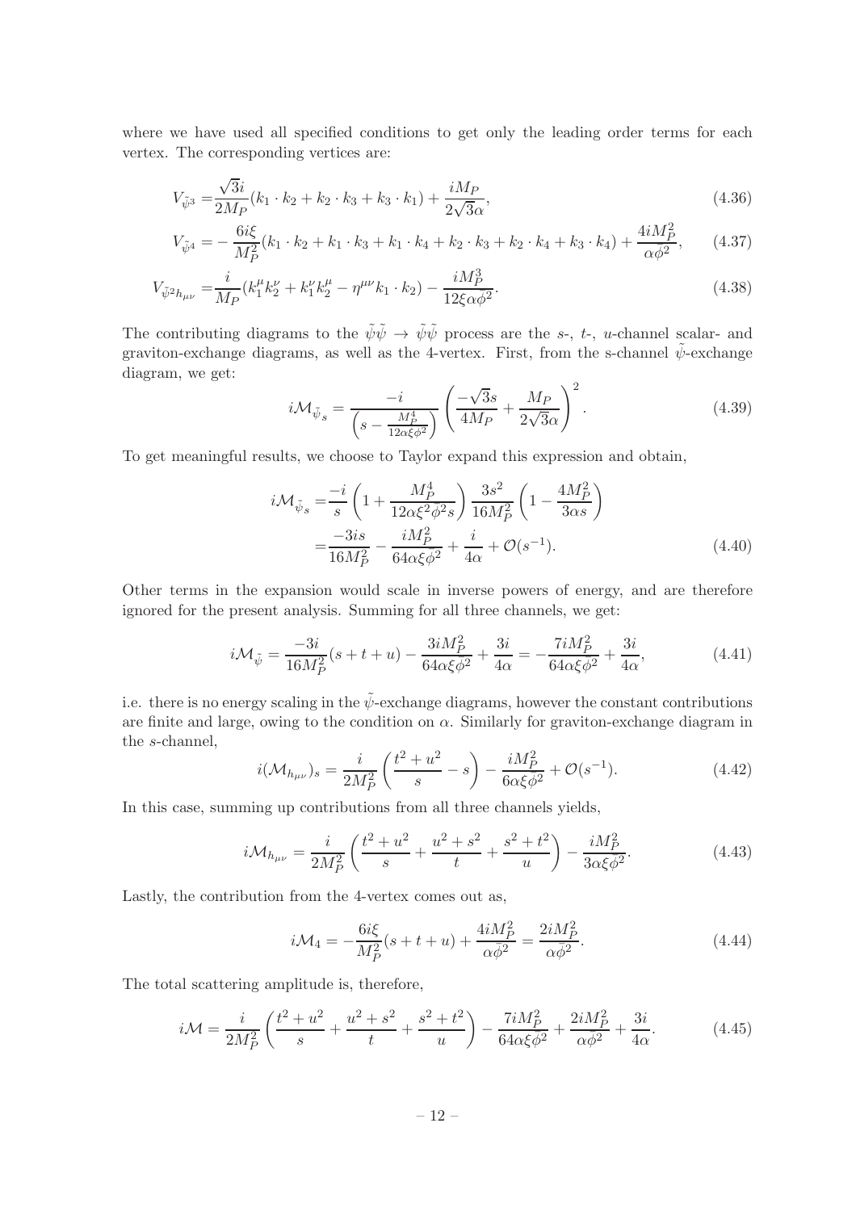where we have used all specified conditions to get only the leading order terms for each vertex. The corresponding vertices are:

$$V_{\tilde{\psi}^3} = \frac{\sqrt{3}i}{2M_P}(k_1 \cdot k_2 + k_2 \cdot k_3 + k_3 \cdot k_1) + \frac{iM_P}{2\sqrt{3}\alpha}, \tag{4.36}$$

$$V_{\tilde{\psi}^4} = -\frac{6i\xi}{M_P^2}(k_1 \cdot k_2 + k_1 \cdot k_3 + k_1 \cdot k_4 + k_2 \cdot k_3 + k_2 \cdot k_4 + k_3 \cdot k_4) + \frac{4iM_P^2}{\alpha\bar{\phi}^2}, \tag{4.37}$$

$$V_{\tilde{\psi}^2 h_{\mu\nu}} = \frac{i}{M_P}(k_1^\mu k_2^\nu + k_1^\nu k_2^\mu - \eta^{\mu\nu} k_1 \cdot k_2) - \frac{iM_P^3}{12\xi\alpha\bar{\phi}^2}. \tag{4.38}$$

The contributing diagrams to the $\tilde{\psi}\tilde{\psi} \to \tilde{\psi}\tilde{\psi}$ process are the $s$-, $t$-, $u$-channel scalar- and graviton-exchange diagrams, as well as the 4-vertex. First, from the s-channel $\tilde{\psi}$-exchange diagram, we get:

$$i\mathcal{M}_{\tilde{\psi}_s} = \frac{-i}{\left(s - \frac{M_P^4}{12\alpha\xi\bar{\phi}^2}\right)} \left(\frac{-\sqrt{3}s}{4M_P} + \frac{M_P}{2\sqrt{3}\alpha}\right)^2. \tag{4.39}$$

To get meaningful results, we choose to Taylor expand this expression and obtain,

$$\begin{aligned} i\mathcal{M}_{\tilde{\psi}_s} &= \frac{-i}{s}\left(1 + \frac{M_P^4}{12\alpha\xi^2\bar{\phi}^2 s}\right)\frac{3s^2}{16M_P^2}\left(1 - \frac{4M_P^2}{3\alpha s}\right) \\ &= \frac{-3is}{16M_P^2} - \frac{iM_P^2}{64\alpha\xi\bar{\phi}^2} + \frac{i}{4\alpha} + \mathcal{O}(s^{-1}). \end{aligned} \tag{4.40}$$

Other terms in the expansion would scale in inverse powers of energy, and are therefore ignored for the present analysis. Summing for all three channels, we get:

$$i\mathcal{M}_{\tilde{\psi}} = \frac{-3i}{16M_P^2}(s+t+u) - \frac{3iM_P^2}{64\alpha\xi\bar{\phi}^2} + \frac{3i}{4\alpha} = -\frac{7iM_P^2}{64\alpha\xi\bar{\phi}^2} + \frac{3i}{4\alpha}, \tag{4.41}$$

i.e. there is no energy scaling in the $\tilde{\psi}$-exchange diagrams, however the constant contributions are finite and large, owing to the condition on $\alpha$. Similarly for graviton-exchange diagram in the $s$-channel,

$$i(\mathcal{M}_{h_{\mu\nu}})_s = \frac{i}{2M_P^2}\left(\frac{t^2+u^2}{s} - s\right) - \frac{iM_P^2}{6\alpha\xi\bar{\phi}^2} + \mathcal{O}(s^{-1}). \tag{4.42}$$

In this case, summing up contributions from all three channels yields,

$$i\mathcal{M}_{h_{\mu\nu}} = \frac{i}{2M_P^2}\left(\frac{t^2+u^2}{s} + \frac{u^2+s^2}{t} + \frac{s^2+t^2}{u}\right) - \frac{iM_P^2}{3\alpha\xi\bar{\phi}^2}. \tag{4.43}$$

Lastly, the contribution from the 4-vertex comes out as,

$$i\mathcal{M}_4 = -\frac{6i\xi}{M_P^2}(s+t+u) + \frac{4iM_P^2}{\alpha\bar{\phi}^2} = \frac{2iM_P^2}{\alpha\bar{\phi}^2}. \tag{4.44}$$

The total scattering amplitude is, therefore,

$$i\mathcal{M} = \frac{i}{2M_P^2}\left(\frac{t^2+u^2}{s} + \frac{u^2+s^2}{t} + \frac{s^2+t^2}{u}\right) - \frac{7iM_P^2}{64\alpha\xi\bar{\phi}^2} + \frac{2iM_P^2}{\alpha\bar{\phi}^2} + \frac{3i}{4\alpha}. \tag{4.45}$$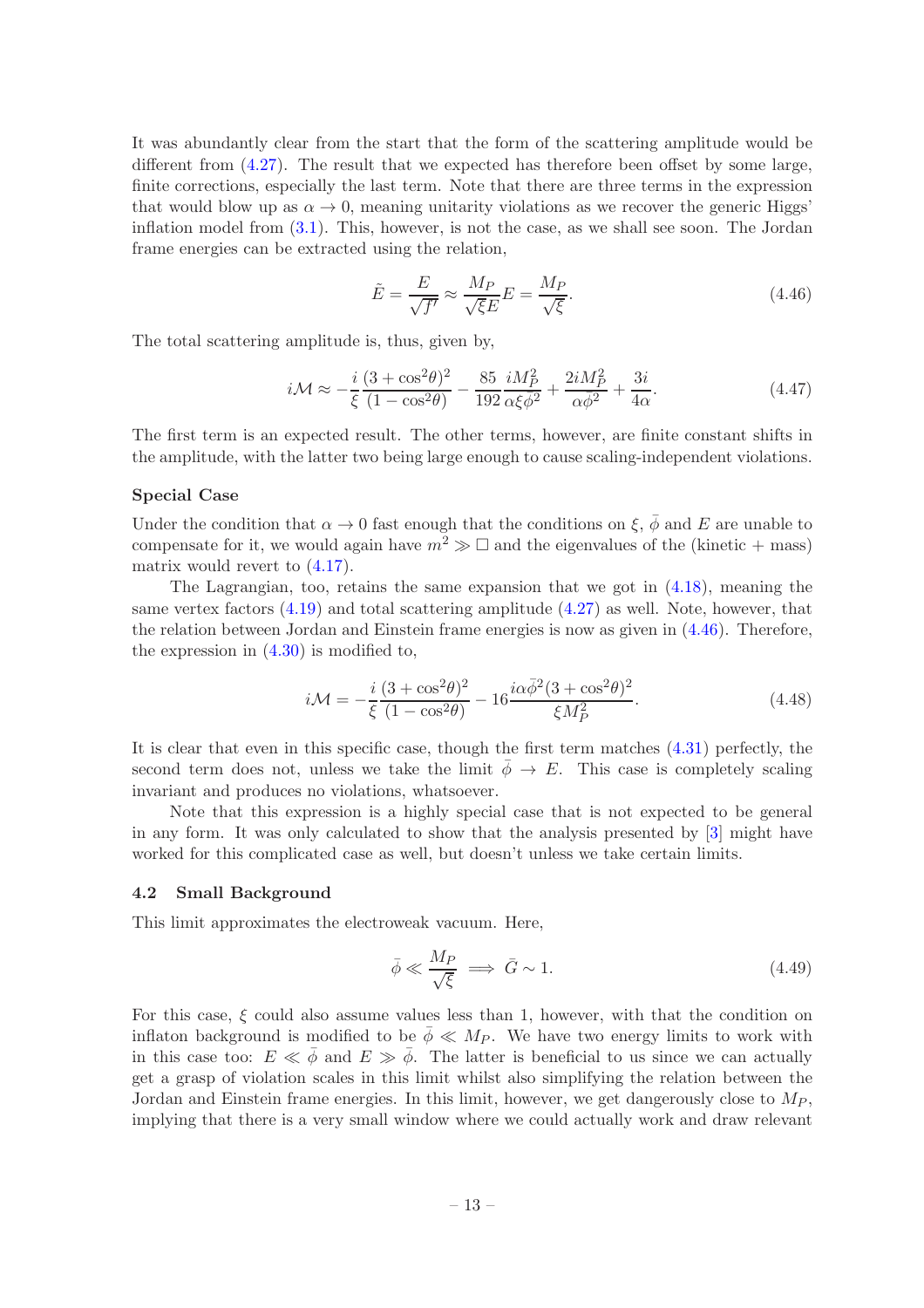It was abundantly clear from the start that the form of the scattering amplitude would be different from (4.27). The result that we expected has therefore been offset by some large, finite corrections, especially the last term. Note that there are three terms in the expression that would blow up as $\alpha \to 0$, meaning unitarity violations as we recover the generic Higgs' inflation model from (3.1). This, however, is not the case, as we shall see soon. The Jordan frame energies can be extracted using the relation,

$$\tilde{E} = \frac{E}{\sqrt{f'}} \approx \frac{M_P}{\sqrt{\xi}E}E = \frac{M_P}{\sqrt{\xi}}. \tag{4.46}$$

The total scattering amplitude is, thus, given by,

$$i\mathcal{M} \approx -\frac{i}{\xi}\frac{(3+\cos^2\theta)^2}{(1-\cos^2\theta)} - \frac{85}{192}\frac{iM_P^2}{\alpha\xi\bar{\phi}^2} + \frac{2iM_P^2}{\alpha\bar{\phi}^2} + \frac{3i}{4\alpha}. \tag{4.47}$$

The first term is an expected result. The other terms, however, are finite constant shifts in the amplitude, with the latter two being large enough to cause scaling-independent violations.

**Special Case**

Under the condition that $\alpha \to 0$ fast enough that the conditions on $\xi$, $\bar{\phi}$ and $E$ are unable to compensate for it, we would again have $m^2 \gg \Box$ and the eigenvalues of the (kinetic + mass) matrix would revert to (4.17).

The Lagrangian, too, retains the same expansion that we got in (4.18), meaning the same vertex factors (4.19) and total scattering amplitude (4.27) as well. Note, however, that the relation between Jordan and Einstein frame energies is now as given in (4.46). Therefore, the expression in (4.30) is modified to,

$$i\mathcal{M} = -\frac{i}{\xi}\frac{(3+\cos^2\theta)^2}{(1-\cos^2\theta)} - 16\frac{i\alpha\bar{\phi}^2(3+\cos^2\theta)^2}{\xi M_P^2}. \tag{4.48}$$

It is clear that even in this specific case, though the first term matches (4.31) perfectly, the second term does not, unless we take the limit $\bar{\phi} \to E$. This case is completely scaling invariant and produces no violations, whatsoever.

Note that this expression is a highly special case that is not expected to be general in any form. It was only calculated to show that the analysis presented by [3] might have worked for this complicated case as well, but doesn't unless we take certain limits.

### 4.2 Small Background

This limit approximates the electroweak vacuum. Here,

$$\bar{\phi} \ll \frac{M_P}{\sqrt{\xi}} \implies \bar{G} \sim 1. \tag{4.49}$$

For this case, $\xi$ could also assume values less than 1, however, with that the condition on inflaton background is modified to be $\bar{\phi} \ll M_P$. We have two energy limits to work with in this case too: $E \ll \bar{\phi}$ and $E \gg \bar{\phi}$. The latter is beneficial to us since we can actually get a grasp of violation scales in this limit whilst also simplifying the relation between the Jordan and Einstein frame energies. In this limit, however, we get dangerously close to $M_P$, implying that there is a very small window where we could actually work and draw relevant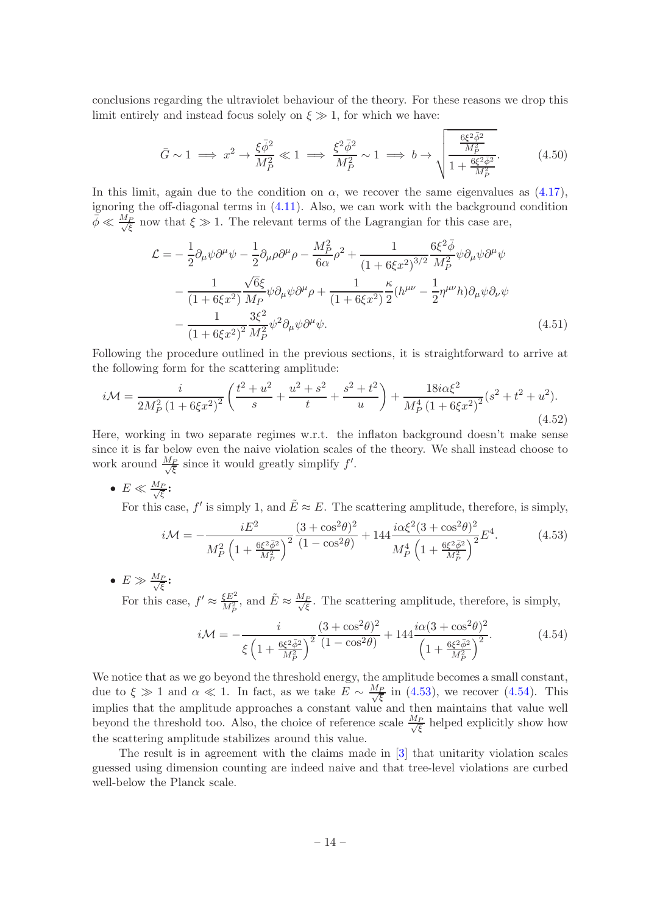conclusions regarding the ultraviolet behaviour of the theory. For these reasons we drop this limit entirely and instead focus solely on $\xi \gg 1$, for which we have:

$$\bar{G} \sim 1 \implies x^2 \to \frac{\xi\bar{\phi}^2}{M_P^2} \ll 1 \implies \frac{\xi^2\bar{\phi}^2}{M_P^2} \sim 1 \implies b \to \sqrt{\frac{\frac{6\xi^2\bar{\phi}^2}{M_P^2}}{1+\frac{6\xi^2\bar{\phi}^2}{M_P^2}}}. \tag{4.50}$$

In this limit, again due to the condition on $\alpha$, we recover the same eigenvalues as (4.17), ignoring the off-diagonal terms in (4.11). Also, we can work with the background condition $\bar{\phi} \ll \frac{M_P}{\sqrt{\xi}}$ now that $\xi \gg 1$. The relevant terms of the Lagrangian for this case are,

$$\begin{aligned}
\mathcal{L} = & -\frac{1}{2}\partial_\mu\psi\partial^\mu\psi - \frac{1}{2}\partial_\mu\rho\partial^\mu\rho - \frac{M_P^2}{6\alpha}\rho^2 + \frac{1}{(1+6\xi x^2)^{3/2}}\frac{6\xi^2\bar{\phi}}{M_P^2}\psi\partial_\mu\psi\partial^\mu\psi \\
& - \frac{1}{(1+6\xi x^2)}\frac{\sqrt{6}\xi}{M_P}\psi\partial_\mu\psi\partial^\mu\rho + \frac{1}{(1+6\xi x^2)}\frac{\kappa}{2}(h^{\mu\nu} - \frac{1}{2}\eta^{\mu\nu}h)\partial_\mu\psi\partial_\nu\psi \\
& - \frac{1}{(1+6\xi x^2)^2}\frac{3\xi^2}{M_P^2}\psi^2\partial_\mu\psi\partial^\mu\psi.
\end{aligned} \tag{4.51}$$

Following the procedure outlined in the previous sections, it is straightforward to arrive at the following form for the scattering amplitude:

$$i\mathcal{M} = \frac{i}{2M_P^2\left(1+6\xi x^2\right)^2}\left(\frac{t^2+u^2}{s} + \frac{u^2+s^2}{t} + \frac{s^2+t^2}{u}\right) + \frac{18i\alpha\xi^2}{M_P^4\left(1+6\xi x^2\right)^2}(s^2+t^2+u^2). \tag{4.52}$$

Here, working in two separate regimes w.r.t. the inflaton background doesn't make sense since it is far below even the naive violation scales of the theory. We shall instead choose to work around $\frac{M_P}{\sqrt{\xi}}$ since it would greatly simplify $f'$.

- **$E \ll \frac{M_P}{\sqrt{\xi}}$:**
  For this case, $f'$ is simply 1, and $\tilde{E} \approx E$. The scattering amplitude, therefore, is simply,

$$i\mathcal{M} = -\frac{iE^2}{M_P^2\left(1+\frac{6\xi^2\bar{\phi}^2}{M_P^2}\right)^2}\frac{(3+\cos^2\theta)^2}{(1-\cos^2\theta)} + 144\frac{i\alpha\xi^2(3+\cos^2\theta)^2}{M_P^4\left(1+\frac{6\xi^2\bar{\phi}^2}{M_P^2}\right)^2}E^4. \tag{4.53}$$

- **$E \gg \frac{M_P}{\sqrt{\xi}}$:**
  For this case, $f' \approx \frac{\xi E^2}{M_P^2}$, and $\tilde{E} \approx \frac{M_P}{\sqrt{\xi}}$. The scattering amplitude, therefore, is simply,

$$i\mathcal{M} = -\frac{i}{\xi\left(1+\frac{6\xi^2\bar{\phi}^2}{M_P^2}\right)^2}\frac{(3+\cos^2\theta)^2}{(1-\cos^2\theta)} + 144\frac{i\alpha(3+\cos^2\theta)^2}{\left(1+\frac{6\xi^2\bar{\phi}^2}{M_P^2}\right)^2}. \tag{4.54}$$

We notice that as we go beyond the threshold energy, the amplitude becomes a small constant, due to $\xi \gg 1$ and $\alpha \ll 1$. In fact, as we take $E \sim \frac{M_P}{\sqrt{\xi}}$ in (4.53), we recover (4.54). This implies that the amplitude approaches a constant value and then maintains that value well beyond the threshold too. Also, the choice of reference scale $\frac{M_P}{\sqrt{\xi}}$ helped explicitly show how the scattering amplitude stabilizes around this value.

The result is in agreement with the claims made in [3] that unitarity violation scales guessed using dimension counting are indeed naive and that tree-level violations are curbed well-below the Planck scale.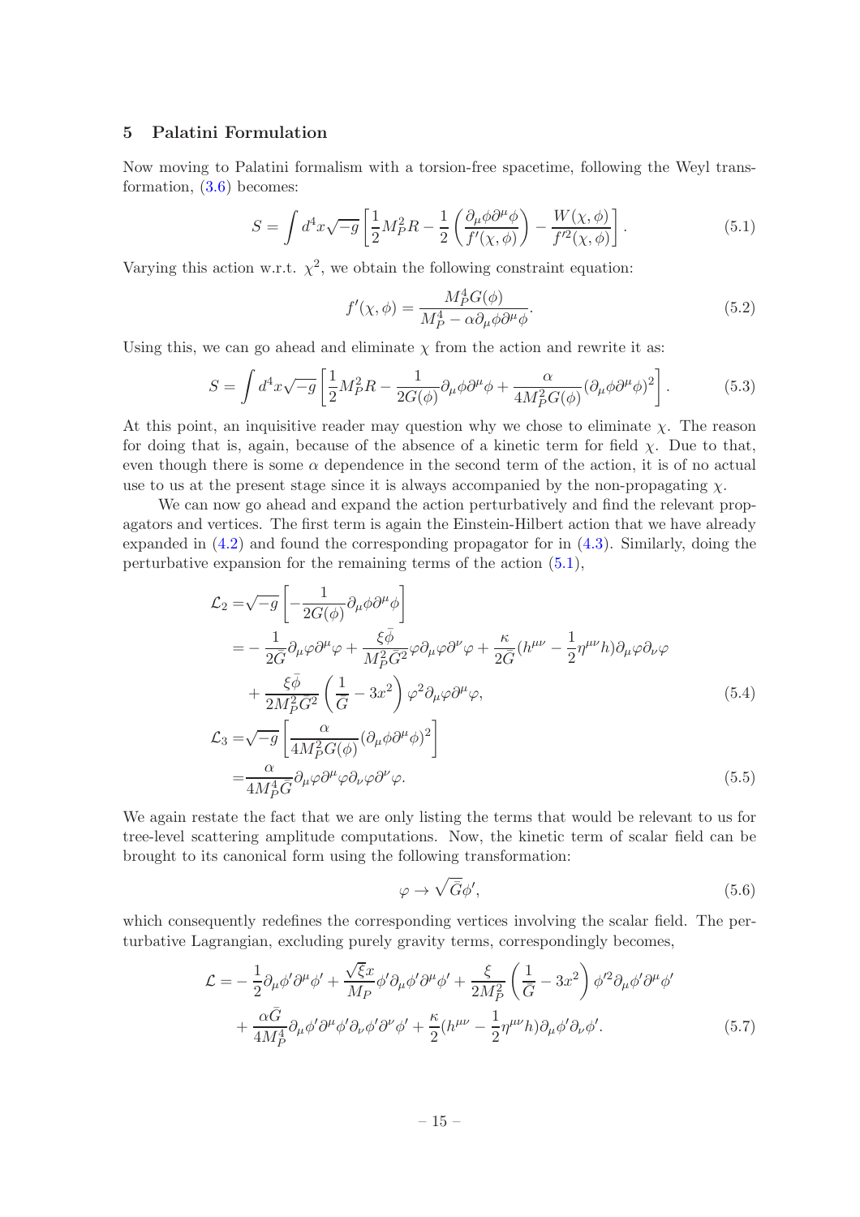## 5 Palatini Formulation

Now moving to Palatini formalism with a torsion-free spacetime, following the Weyl transformation, (3.6) becomes:

$$S = \int d^4x \sqrt{-g}\left[\frac{1}{2}M_P^2 R - \frac{1}{2}\left(\frac{\partial_\mu\phi\partial^\mu\phi}{f'(\chi,\phi)}\right) - \frac{W(\chi,\phi)}{f'^2(\chi,\phi)}\right]. \tag{5.1}$$

Varying this action w.r.t. $\chi^2$, we obtain the following constraint equation:

$$f'(\chi,\phi) = \frac{M_P^4 G(\phi)}{M_P^4 - \alpha\partial_\mu\phi\partial^\mu\phi}. \tag{5.2}$$

Using this, we can go ahead and eliminate $\chi$ from the action and rewrite it as:

$$S = \int d^4x\sqrt{-g}\left[\frac{1}{2}M_P^2 R - \frac{1}{2G(\phi)}\partial_\mu\phi\partial^\mu\phi + \frac{\alpha}{4M_P^2 G(\phi)}(\partial_\mu\phi\partial^\mu\phi)^2\right]. \tag{5.3}$$

At this point, an inquisitive reader may question why we chose to eliminate $\chi$. The reason for doing that is, again, because of the absence of a kinetic term for field $\chi$. Due to that, even though there is some $\alpha$ dependence in the second term of the action, it is of no actual use to us at the present stage since it is always accompanied by the non-propagating $\chi$.

We can now go ahead and expand the action perturbatively and find the relevant propagators and vertices. The first term is again the Einstein-Hilbert action that we have already expanded in (4.2) and found the corresponding propagator for in (4.3). Similarly, doing the perturbative expansion for the remaining terms of the action (5.1),

$$\begin{aligned}
\mathcal{L}_2 =& \sqrt{-g}\left[-\frac{1}{2G(\phi)}\partial_\mu\phi\partial^\mu\phi\right] \\
=& -\frac{1}{2\bar{G}}\partial_\mu\varphi\partial^\mu\varphi + \frac{\xi\bar{\phi}}{M_P^2\bar{G}^2}\varphi\partial_\mu\varphi\partial^\nu\varphi + \frac{\kappa}{2\bar{G}}(h^{\mu\nu} - \frac{1}{2}\eta^{\mu\nu}h)\partial_\mu\varphi\partial_\nu\varphi \\
&+ \frac{\xi\bar{\phi}}{2M_P^2\bar{G}^2}\left(\frac{1}{\bar{G}} - 3x^2\right)\varphi^2\partial_\mu\varphi\partial^\mu\varphi,
\end{aligned} \tag{5.4}$$

$$\begin{aligned}
\mathcal{L}_3 =& \sqrt{-g}\left[\frac{\alpha}{4M_P^2 G(\phi)}(\partial_\mu\phi\partial^\mu\phi)^2\right] \\
=& \frac{\alpha}{4M_P^4\bar{G}}\partial_\mu\varphi\partial^\mu\varphi\partial_\nu\varphi\partial^\nu\varphi.
\end{aligned} \tag{5.5}$$

We again restate the fact that we are only listing the terms that would be relevant to us for tree-level scattering amplitude computations. Now, the kinetic term of scalar field can be brought to its canonical form using the following transformation:

$$\varphi \to \sqrt{\bar{G}}\phi', \tag{5.6}$$

which consequently redefines the corresponding vertices involving the scalar field. The perturbative Lagrangian, excluding purely gravity terms, correspondingly becomes,

$$\begin{aligned}
\mathcal{L} =& -\frac{1}{2}\partial_\mu\phi'\partial^\mu\phi' + \frac{\sqrt{\xi}x}{M_P}\phi'\partial_\mu\phi'\partial^\mu\phi' + \frac{\xi}{2M_P^2}\left(\frac{1}{\bar{G}} - 3x^2\right)\phi'^2\partial_\mu\phi'\partial^\mu\phi' \\
&+ \frac{\alpha\bar{G}}{4M_P^4}\partial_\mu\phi'\partial^\mu\phi'\partial_\nu\phi'\partial^\nu\phi' + \frac{\kappa}{2}(h^{\mu\nu} - \frac{1}{2}\eta^{\mu\nu}h)\partial_\mu\phi'\partial_\nu\phi'.
\end{aligned} \tag{5.7}$$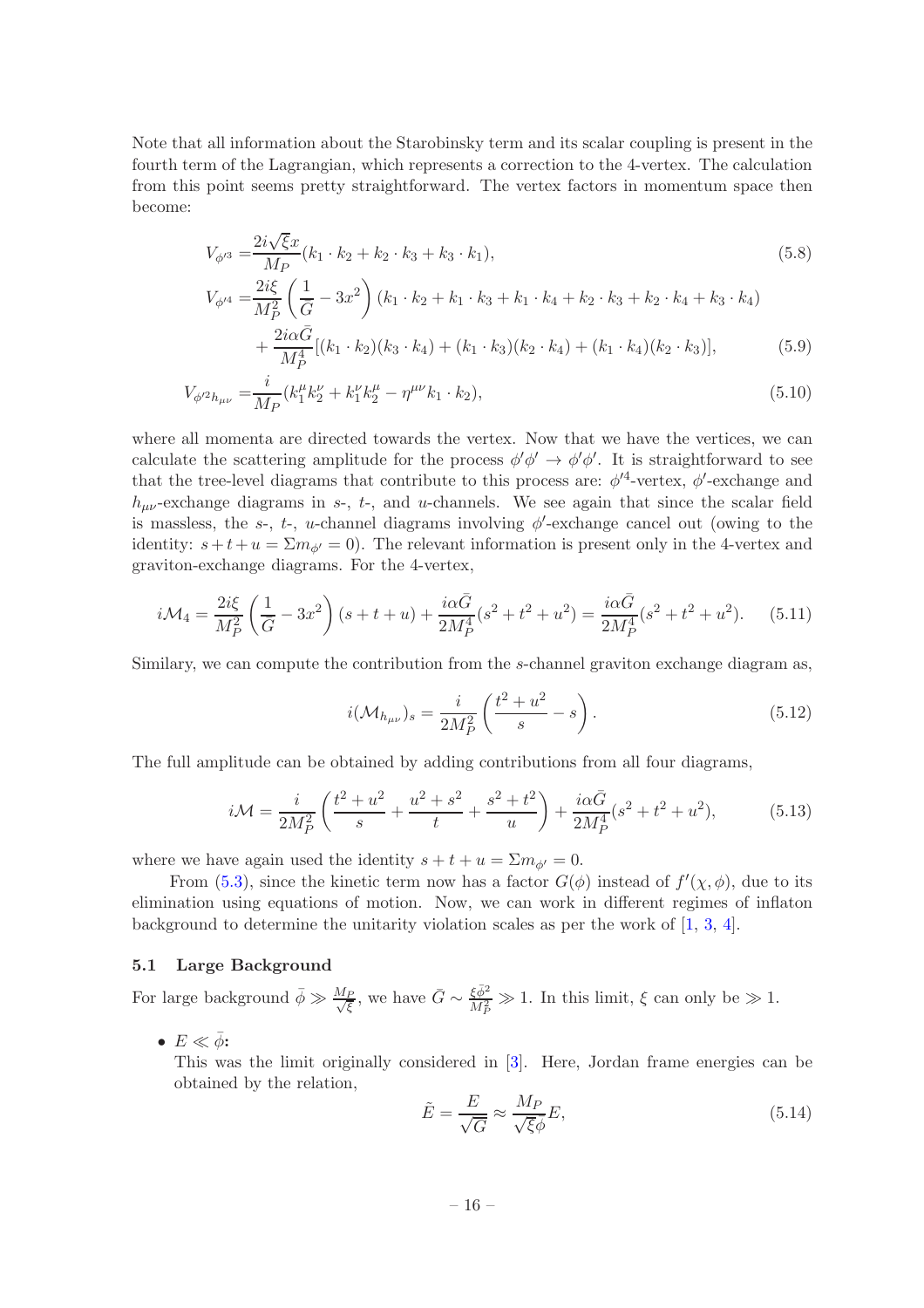Note that all information about the Starobinsky term and its scalar coupling is present in the fourth term of the Lagrangian, which represents a correction to the 4-vertex. The calculation from this point seems pretty straightforward. The vertex factors in momentum space then become:

$$V_{\phi'^3} = \frac{2i\sqrt{\xi}x}{M_P}(k_1 \cdot k_2 + k_2 \cdot k_3 + k_3 \cdot k_1), \tag{5.8}$$

$$\begin{aligned} V_{\phi'^4} =& \frac{2i\xi}{M_P^2}\left(\frac{1}{\bar{G}} - 3x^2\right)(k_1 \cdot k_2 + k_1 \cdot k_3 + k_1 \cdot k_4 + k_2 \cdot k_3 + k_2 \cdot k_4 + k_3 \cdot k_4) \\ &+ \frac{2i\alpha\bar{G}}{M_P^4}[(k_1 \cdot k_2)(k_3 \cdot k_4) + (k_1 \cdot k_3)(k_2 \cdot k_4) + (k_1 \cdot k_4)(k_2 \cdot k_3)], \end{aligned} \tag{5.9}$$

$$V_{\phi'^2 h_{\mu\nu}} = \frac{i}{M_P}(k_1^\mu k_2^\nu + k_1^\nu k_2^\mu - \eta^{\mu\nu} k_1 \cdot k_2), \tag{5.10}$$

where all momenta are directed towards the vertex. Now that we have the vertices, we can calculate the scattering amplitude for the process $\phi'\phi' \to \phi'\phi'$. It is straightforward to see that the tree-level diagrams that contribute to this process are: $\phi'^4$-vertex, $\phi'$-exchange and $h_{\mu\nu}$-exchange diagrams in $s$-, $t$-, and $u$-channels. We see again that since the scalar field is massless, the $s$-, $t$-, $u$-channel diagrams involving $\phi'$-exchange cancel out (owing to the identity: $s + t + u = \Sigma m_{\phi'} = 0$). The relevant information is present only in the 4-vertex and graviton-exchange diagrams. For the 4-vertex,

$$i\mathcal{M}_4 = \frac{2i\xi}{M_P^2}\left(\frac{1}{\bar{G}} - 3x^2\right)(s + t + u) + \frac{i\alpha\bar{G}}{2M_P^4}(s^2 + t^2 + u^2) = \frac{i\alpha\bar{G}}{2M_P^4}(s^2 + t^2 + u^2). \tag{5.11}$$

Similary, we can compute the contribution from the $s$-channel graviton exchange diagram as,

$$i(\mathcal{M}_{h_{\mu\nu}})_s = \frac{i}{2M_P^2}\left(\frac{t^2 + u^2}{s} - s\right). \tag{5.12}$$

The full amplitude can be obtained by adding contributions from all four diagrams,

$$i\mathcal{M} = \frac{i}{2M_P^2}\left(\frac{t^2 + u^2}{s} + \frac{u^2 + s^2}{t} + \frac{s^2 + t^2}{u}\right) + \frac{i\alpha\bar{G}}{2M_P^4}(s^2 + t^2 + u^2), \tag{5.13}$$

where we have again used the identity $s + t + u = \Sigma m_{\phi'} = 0$.

From (5.3), since the kinetic term now has a factor $G(\phi)$ instead of $f'(\chi, \phi)$, due to its elimination using equations of motion. Now, we can work in different regimes of inflaton background to determine the unitarity violation scales as per the work of [1, 3, 4].

### 5.1 Large Background

For large background $\bar{\phi} \gg \frac{M_P}{\sqrt{\xi}}$, we have $\bar{G} \sim \frac{\xi\bar{\phi}^2}{M_P^2} \gg 1$. In this limit, $\xi$ can only be $\gg 1$.

- **$E \ll \bar{\phi}$:**
  This was the limit originally considered in [3]. Here, Jordan frame energies can be obtained by the relation,

$$\tilde{E} = \frac{E}{\sqrt{\bar{G}}} \approx \frac{M_P}{\sqrt{\xi}\bar{\phi}}E, \tag{5.14}$$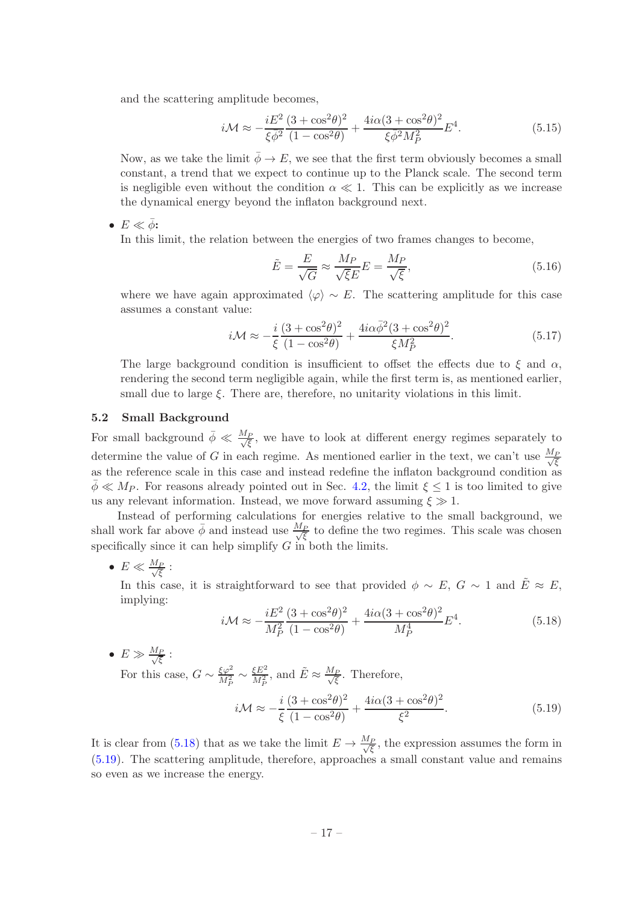and the scattering amplitude becomes,

$$i\mathcal{M} \approx -\frac{iE^2}{\xi\bar{\phi}^2}\frac{(3+\cos^2\theta)^2}{(1-\cos^2\theta)} + \frac{4i\alpha(3+\cos^2\theta)^2}{\xi\bar{\phi}^2 M_P^2}E^4. \tag{5.15}$$

Now, as we take the limit $\bar{\phi} \to E$, we see that the first term obviously becomes a small constant, a trend that we expect to continue up to the Planck scale. The second term is negligible even without the condition $\alpha \ll 1$. This can be explicitly as we increase the dynamical energy beyond the inflaton background next.

- **$E \ll \bar{\phi}$:**

  In this limit, the relation between the energies of two frames changes to become,

$$\tilde{E} = \frac{E}{\sqrt{G}} \approx \frac{M_P}{\sqrt{\xi}E}E = \frac{M_P}{\sqrt{\xi}}, \tag{5.16}$$

  where we have again approximated $\langle\varphi\rangle \sim E$. The scattering amplitude for this case assumes a constant value:

$$i\mathcal{M} \approx -\frac{i}{\xi}\frac{(3+\cos^2\theta)^2}{(1-\cos^2\theta)} + \frac{4i\alpha\bar{\phi}^2(3+\cos^2\theta)^2}{\xi M_P^2}. \tag{5.17}$$

  The large background condition is insufficient to offset the effects due to $\xi$ and $\alpha$, rendering the second term negligible again, while the first term is, as mentioned earlier, small due to large $\xi$. There are, therefore, no unitarity violations in this limit.

### 5.2 Small Background

For small background $\bar{\phi} \ll \frac{M_P}{\sqrt{\xi}}$, we have to look at different energy regimes separately to determine the value of $G$ in each regime. As mentioned earlier in the text, we can't use $\frac{M_P}{\sqrt{\xi}}$ as the reference scale in this case and instead redefine the inflaton background condition as $\bar{\phi} \ll M_P$. For reasons already pointed out in Sec. 4.2, the limit $\xi \leq 1$ is too limited to give us any relevant information. Instead, we move forward assuming $\xi \gg 1$.

Instead of performing calculations for energies relative to the small background, we shall work far above $\bar{\phi}$ and instead use $\frac{M_P}{\sqrt{\xi}}$ to define the two regimes. This scale was chosen specifically since it can help simplify $G$ in both the limits.

- $E \ll \frac{M_P}{\sqrt{\xi}}$ :

  In this case, it is straightforward to see that provided $\phi \sim E$, $G \sim 1$ and $\tilde{E} \approx E$, implying:

$$i\mathcal{M} \approx -\frac{iE^2}{M_P^2}\frac{(3+\cos^2\theta)^2}{(1-\cos^2\theta)} + \frac{4i\alpha(3+\cos^2\theta)^2}{M_P^4}E^4. \tag{5.18}$$

- $E \gg \frac{M_P}{\sqrt{\xi}}$ :

  For this case, $G \sim \frac{\xi\varphi^2}{M_P^2} \sim \frac{\xi E^2}{M_P^2}$, and $\tilde{E} \approx \frac{M_P}{\sqrt{\xi}}$. Therefore,

$$i\mathcal{M} \approx -\frac{i}{\xi}\frac{(3+\cos^2\theta)^2}{(1-\cos^2\theta)} + \frac{4i\alpha(3+\cos^2\theta)^2}{\xi^2}. \tag{5.19}$$

It is clear from (5.18) that as we take the limit $E \to \frac{M_P}{\sqrt{\xi}}$, the expression assumes the form in (5.19). The scattering amplitude, therefore, approaches a small constant value and remains so even as we increase the energy.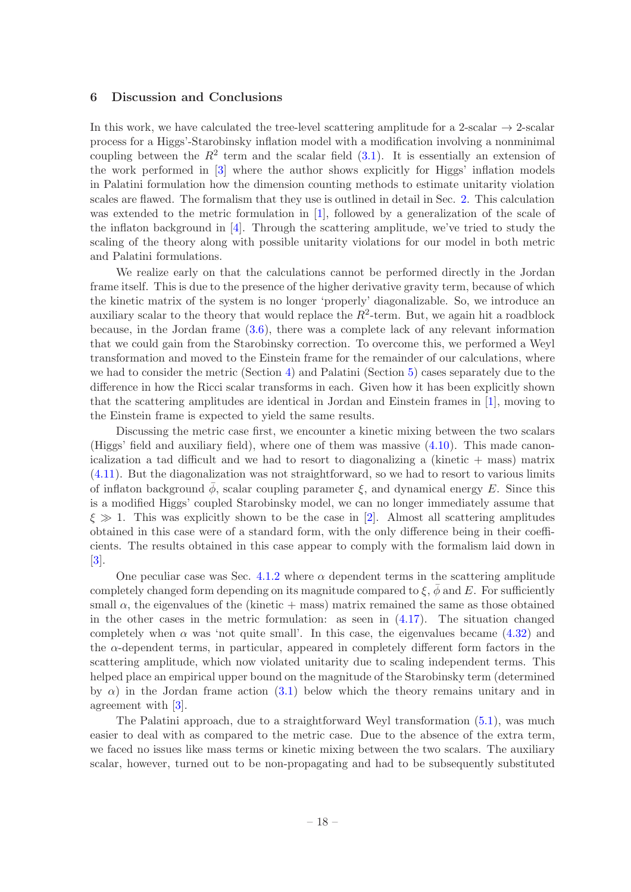## 6 Discussion and Conclusions

In this work, we have calculated the tree-level scattering amplitude for a 2-scalar → 2-scalar process for a Higgs'-Starobinsky inflation model with a modification involving a nonminimal coupling between the $R^2$ term and the scalar field (3.1). It is essentially an extension of the work performed in [3] where the author shows explicitly for Higgs' inflation models in Palatini formulation how the dimension counting methods to estimate unitarity violation scales are flawed. The formalism that they use is outlined in detail in Sec. 2. This calculation was extended to the metric formulation in [1], followed by a generalization of the scale of the inflaton background in [4]. Through the scattering amplitude, we've tried to study the scaling of the theory along with possible unitarity violations for our model in both metric and Palatini formulations.

We realize early on that the calculations cannot be performed directly in the Jordan frame itself. This is due to the presence of the higher derivative gravity term, because of which the kinetic matrix of the system is no longer 'properly' diagonalizable. So, we introduce an auxiliary scalar to the theory that would replace the $R^2$-term. But, we again hit a roadblock because, in the Jordan frame (3.6), there was a complete lack of any relevant information that we could gain from the Starobinsky correction. To overcome this, we performed a Weyl transformation and moved to the Einstein frame for the remainder of our calculations, where we had to consider the metric (Section 4) and Palatini (Section 5) cases separately due to the difference in how the Ricci scalar transforms in each. Given how it has been explicitly shown that the scattering amplitudes are identical in Jordan and Einstein frames in [1], moving to the Einstein frame is expected to yield the same results.

Discussing the metric case first, we encounter a kinetic mixing between the two scalars (Higgs' field and auxiliary field), where one of them was massive (4.10). This made canonicalization a tad difficult and we had to resort to diagonalizing a (kinetic + mass) matrix (4.11). But the diagonalization was not straightforward, so we had to resort to various limits of inflaton background $\bar{\phi}$, scalar coupling parameter $\xi$, and dynamical energy $E$. Since this is a modified Higgs' coupled Starobinsky model, we can no longer immediately assume that $\xi \gg 1$. This was explicitly shown to be the case in [2]. Almost all scattering amplitudes obtained in this case were of a standard form, with the only difference being in their coefficients. The results obtained in this case appear to comply with the formalism laid down in [3].

One peculiar case was Sec. 4.1.2 where $\alpha$ dependent terms in the scattering amplitude completely changed form depending on its magnitude compared to $\xi$, $\bar{\phi}$ and $E$. For sufficiently small $\alpha$, the eigenvalues of the (kinetic + mass) matrix remained the same as those obtained in the other cases in the metric formulation: as seen in (4.17). The situation changed completely when $\alpha$ was 'not quite small'. In this case, the eigenvalues became (4.32) and the $\alpha$-dependent terms, in particular, appeared in completely different form factors in the scattering amplitude, which now violated unitarity due to scaling independent terms. This helped place an empirical upper bound on the magnitude of the Starobinsky term (determined by $\alpha$) in the Jordan frame action (3.1) below which the theory remains unitary and in agreement with [3].

The Palatini approach, due to a straightforward Weyl transformation (5.1), was much easier to deal with as compared to the metric case. Due to the absence of the extra term, we faced no issues like mass terms or kinetic mixing between the two scalars. The auxiliary scalar, however, turned out to be non-propagating and had to be subsequently substituted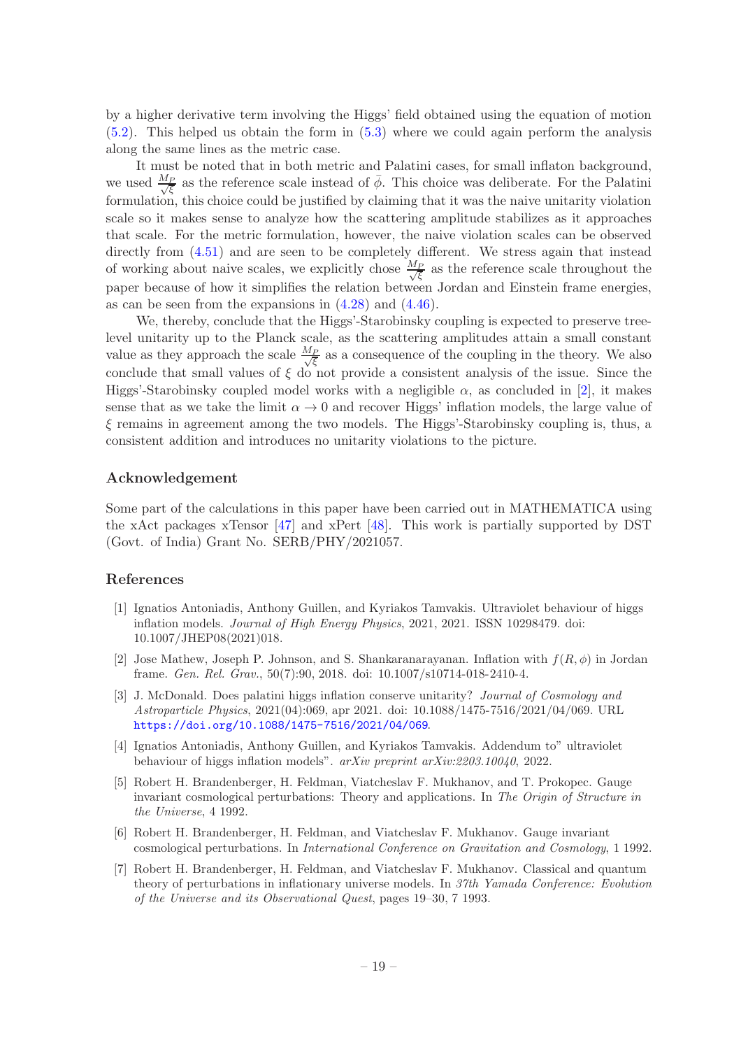by a higher derivative term involving the Higgs' field obtained using the equation of motion (5.2). This helped us obtain the form in (5.3) where we could again perform the analysis along the same lines as the metric case.

It must be noted that in both metric and Palatini cases, for small inflaton background, we used $\frac{M_P}{\sqrt{\xi}}$ as the reference scale instead of $\bar{\phi}$. This choice was deliberate. For the Palatini formulation, this choice could be justified by claiming that it was the naive unitarity violation scale so it makes sense to analyze how the scattering amplitude stabilizes as it approaches that scale. For the metric formulation, however, the naive violation scales can be observed directly from (4.51) and are seen to be completely different. We stress again that instead of working about naive scales, we explicitly chose $\frac{M_P}{\sqrt{\xi}}$ as the reference scale throughout the paper because of how it simplifies the relation between Jordan and Einstein frame energies, as can be seen from the expansions in (4.28) and (4.46).

We, thereby, conclude that the Higgs'-Starobinsky coupling is expected to preserve tree-level unitarity up to the Planck scale, as the scattering amplitudes attain a small constant value as they approach the scale $\frac{M_P}{\sqrt{\xi}}$ as a consequence of the coupling in the theory. We also conclude that small values of $\xi$ do not provide a consistent analysis of the issue. Since the Higgs'-Starobinsky coupled model works with a negligible $\alpha$, as concluded in [2], it makes sense that as we take the limit $\alpha \to 0$ and recover Higgs' inflation models, the large value of $\xi$ remains in agreement among the two models. The Higgs'-Starobinsky coupling is, thus, a consistent addition and introduces no unitarity violations to the picture.

## Acknowledgement

Some part of the calculations in this paper have been carried out in MATHEMATICA using the xAct packages xTensor [47] and xPert [48]. This work is partially supported by DST (Govt. of India) Grant No. SERB/PHY/2021057.

## References

[1] Ignatios Antoniadis, Anthony Guillen, and Kyriakos Tamvakis. Ultraviolet behaviour of higgs inflation models. *Journal of High Energy Physics*, 2021, 2021. ISSN 10298479. doi: 10.1007/JHEP08(2021)018.

[2] Jose Mathew, Joseph P. Johnson, and S. Shankaranarayanan. Inflation with $f(R, \phi)$ in Jordan frame. *Gen. Rel. Grav.*, 50(7):90, 2018. doi: 10.1007/s10714-018-2410-4.

[3] J. McDonald. Does palatini higgs inflation conserve unitarity? *Journal of Cosmology and Astroparticle Physics*, 2021(04):069, apr 2021. doi: 10.1088/1475-7516/2021/04/069. URL https://doi.org/10.1088/1475-7516/2021/04/069.

[4] Ignatios Antoniadis, Anthony Guillen, and Kyriakos Tamvakis. Addendum to" ultraviolet behaviour of higgs inflation models". *arXiv preprint arXiv:2203.10040*, 2022.

[5] Robert H. Brandenberger, H. Feldman, Viatcheslav F. Mukhanov, and T. Prokopec. Gauge invariant cosmological perturbations: Theory and applications. In *The Origin of Structure in the Universe*, 4 1992.

[6] Robert H. Brandenberger, H. Feldman, and Viatcheslav F. Mukhanov. Gauge invariant cosmological perturbations. In *International Conference on Gravitation and Cosmology*, 1 1992.

[7] Robert H. Brandenberger, H. Feldman, and Viatcheslav F. Mukhanov. Classical and quantum theory of perturbations in inflationary universe models. In *37th Yamada Conference: Evolution of the Universe and its Observational Quest*, pages 19–30, 7 1993.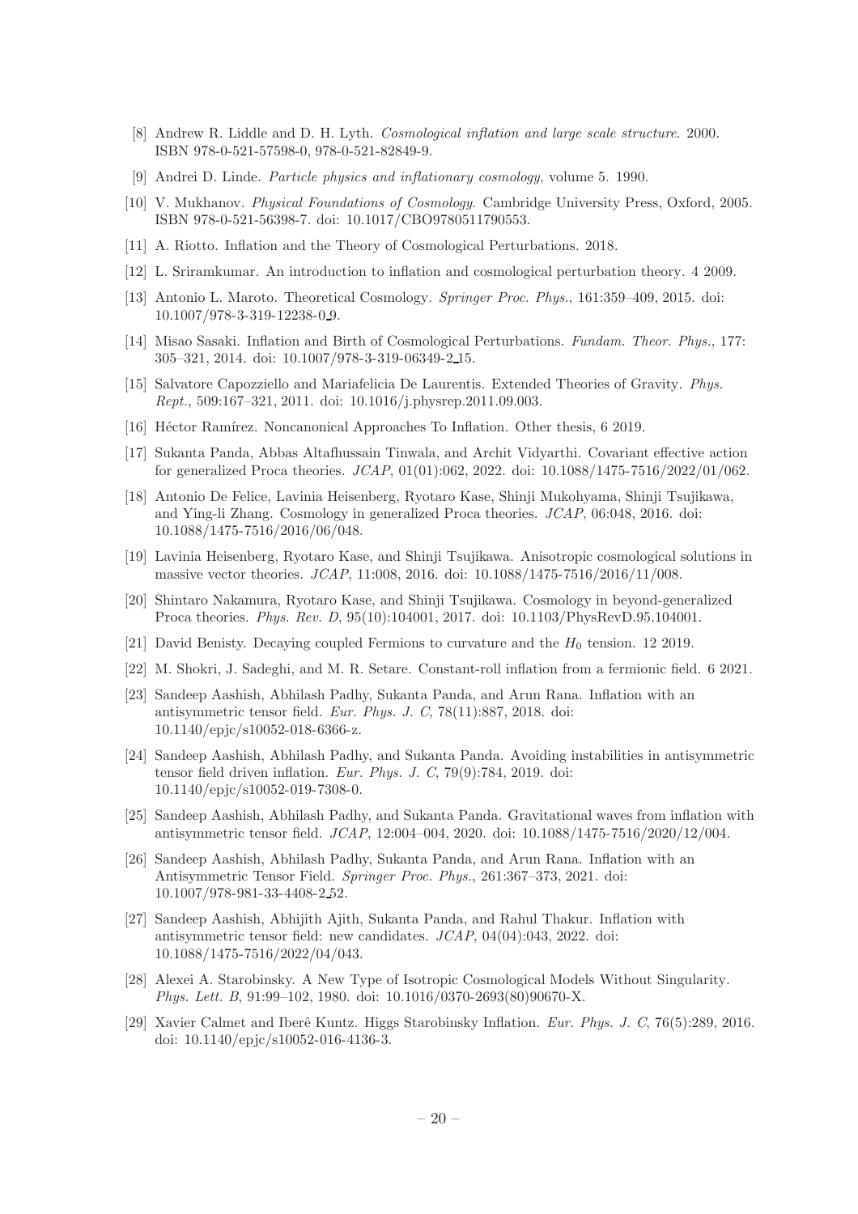[8] Andrew R. Liddle and D. H. Lyth. *Cosmological inflation and large scale structure*. 2000. ISBN 978-0-521-57598-0, 978-0-521-82849-9.

[9] Andrei D. Linde. *Particle physics and inflationary cosmology*, volume 5. 1990.

[10] V. Mukhanov. *Physical Foundations of Cosmology*. Cambridge University Press, Oxford, 2005. ISBN 978-0-521-56398-7. doi: 10.1017/CBO9780511790553.

[11] A. Riotto. Inflation and the Theory of Cosmological Perturbations. 2018.

[12] L. Sriramkumar. An introduction to inflation and cosmological perturbation theory. 4 2009.

[13] Antonio L. Maroto. Theoretical Cosmology. *Springer Proc. Phys.*, 161:359–409, 2015. doi: 10.1007/978-3-319-12238-0_9.

[14] Misao Sasaki. Inflation and Birth of Cosmological Perturbations. *Fundam. Theor. Phys.*, 177: 305–321, 2014. doi: 10.1007/978-3-319-06349-2_15.

[15] Salvatore Capozziello and Mariafelicia De Laurentis. Extended Theories of Gravity. *Phys. Rept.*, 509:167–321, 2011. doi: 10.1016/j.physrep.2011.09.003.

[16] Héctor Ramírez. Noncanonical Approaches To Inflation. Other thesis, 6 2019.

[17] Sukanta Panda, Abbas Altafhussain Tinwala, and Archit Vidyarthi. Covariant effective action for generalized Proca theories. *JCAP*, 01(01):062, 2022. doi: 10.1088/1475-7516/2022/01/062.

[18] Antonio De Felice, Lavinia Heisenberg, Ryotaro Kase, Shinji Mukohyama, Shinji Tsujikawa, and Ying-li Zhang. Cosmology in generalized Proca theories. *JCAP*, 06:048, 2016. doi: 10.1088/1475-7516/2016/06/048.

[19] Lavinia Heisenberg, Ryotaro Kase, and Shinji Tsujikawa. Anisotropic cosmological solutions in massive vector theories. *JCAP*, 11:008, 2016. doi: 10.1088/1475-7516/2016/11/008.

[20] Shintaro Nakamura, Ryotaro Kase, and Shinji Tsujikawa. Cosmology in beyond-generalized Proca theories. *Phys. Rev. D*, 95(10):104001, 2017. doi: 10.1103/PhysRevD.95.104001.

[21] David Benisty. Decaying coupled Fermions to curvature and the $H_0$ tension. 12 2019.

[22] M. Shokri, J. Sadeghi, and M. R. Setare. Constant-roll inflation from a fermionic field. 6 2021.

[23] Sandeep Aashish, Abhilash Padhy, Sukanta Panda, and Arun Rana. Inflation with an antisymmetric tensor field. *Eur. Phys. J. C*, 78(11):887, 2018. doi: 10.1140/epjc/s10052-018-6366-z.

[24] Sandeep Aashish, Abhilash Padhy, and Sukanta Panda. Avoiding instabilities in antisymmetric tensor field driven inflation. *Eur. Phys. J. C*, 79(9):784, 2019. doi: 10.1140/epjc/s10052-019-7308-0.

[25] Sandeep Aashish, Abhilash Padhy, and Sukanta Panda. Gravitational waves from inflation with antisymmetric tensor field. *JCAP*, 12:004–004, 2020. doi: 10.1088/1475-7516/2020/12/004.

[26] Sandeep Aashish, Abhilash Padhy, Sukanta Panda, and Arun Rana. Inflation with an Antisymmetric Tensor Field. *Springer Proc. Phys.*, 261:367–373, 2021. doi: 10.1007/978-981-33-4408-2_52.

[27] Sandeep Aashish, Abhijith Ajith, Sukanta Panda, and Rahul Thakur. Inflation with antisymmetric tensor field: new candidates. *JCAP*, 04(04):043, 2022. doi: 10.1088/1475-7516/2022/04/043.

[28] Alexei A. Starobinsky. A New Type of Isotropic Cosmological Models Without Singularity. *Phys. Lett. B*, 91:99–102, 1980. doi: 10.1016/0370-2693(80)90670-X.

[29] Xavier Calmet and Iberê Kuntz. Higgs Starobinsky Inflation. *Eur. Phys. J. C*, 76(5):289, 2016. doi: 10.1140/epjc/s10052-016-4136-3.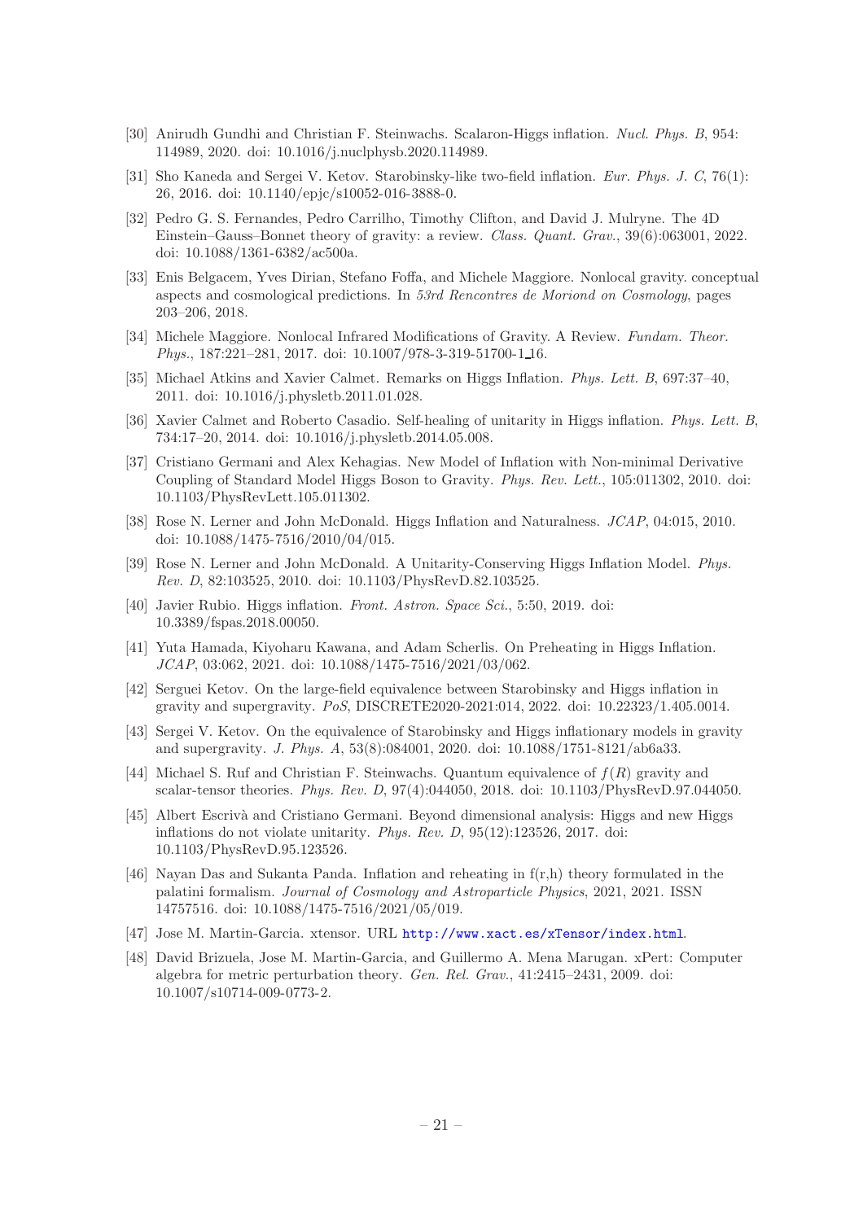[30] Anirudh Gundhi and Christian F. Steinwachs. Scalaron-Higgs inflation. *Nucl. Phys. B*, 954: 114989, 2020. doi: 10.1016/j.nuclphysb.2020.114989.

[31] Sho Kaneda and Sergei V. Ketov. Starobinsky-like two-field inflation. *Eur. Phys. J. C*, 76(1): 26, 2016. doi: 10.1140/epjc/s10052-016-3888-0.

[32] Pedro G. S. Fernandes, Pedro Carrilho, Timothy Clifton, and David J. Mulryne. The 4D Einstein–Gauss–Bonnet theory of gravity: a review. *Class. Quant. Grav.*, 39(6):063001, 2022. doi: 10.1088/1361-6382/ac500a.

[33] Enis Belgacem, Yves Dirian, Stefano Foffa, and Michele Maggiore. Nonlocal gravity. conceptual aspects and cosmological predictions. In *53rd Rencontres de Moriond on Cosmology*, pages 203–206, 2018.

[34] Michele Maggiore. Nonlocal Infrared Modifications of Gravity. A Review. *Fundam. Theor. Phys.*, 187:221–281, 2017. doi: 10.1007/978-3-319-51700-1_16.

[35] Michael Atkins and Xavier Calmet. Remarks on Higgs Inflation. *Phys. Lett. B*, 697:37–40, 2011. doi: 10.1016/j.physletb.2011.01.028.

[36] Xavier Calmet and Roberto Casadio. Self-healing of unitarity in Higgs inflation. *Phys. Lett. B*, 734:17–20, 2014. doi: 10.1016/j.physletb.2014.05.008.

[37] Cristiano Germani and Alex Kehagias. New Model of Inflation with Non-minimal Derivative Coupling of Standard Model Higgs Boson to Gravity. *Phys. Rev. Lett.*, 105:011302, 2010. doi: 10.1103/PhysRevLett.105.011302.

[38] Rose N. Lerner and John McDonald. Higgs Inflation and Naturalness. *JCAP*, 04:015, 2010. doi: 10.1088/1475-7516/2010/04/015.

[39] Rose N. Lerner and John McDonald. A Unitarity-Conserving Higgs Inflation Model. *Phys. Rev. D*, 82:103525, 2010. doi: 10.1103/PhysRevD.82.103525.

[40] Javier Rubio. Higgs inflation. *Front. Astron. Space Sci.*, 5:50, 2019. doi: 10.3389/fspas.2018.00050.

[41] Yuta Hamada, Kiyoharu Kawana, and Adam Scherlis. On Preheating in Higgs Inflation. *JCAP*, 03:062, 2021. doi: 10.1088/1475-7516/2021/03/062.

[42] Serguei Ketov. On the large-field equivalence between Starobinsky and Higgs inflation in gravity and supergravity. *PoS*, DISCRETE2020-2021:014, 2022. doi: 10.22323/1.405.0014.

[43] Sergei V. Ketov. On the equivalence of Starobinsky and Higgs inflationary models in gravity and supergravity. *J. Phys. A*, 53(8):084001, 2020. doi: 10.1088/1751-8121/ab6a33.

[44] Michael S. Ruf and Christian F. Steinwachs. Quantum equivalence of $f(R)$ gravity and scalar-tensor theories. *Phys. Rev. D*, 97(4):044050, 2018. doi: 10.1103/PhysRevD.97.044050.

[45] Albert Escrivà and Cristiano Germani. Beyond dimensional analysis: Higgs and new Higgs inflations do not violate unitarity. *Phys. Rev. D*, 95(12):123526, 2017. doi: 10.1103/PhysRevD.95.123526.

[46] Nayan Das and Sukanta Panda. Inflation and reheating in f(r,h) theory formulated in the palatini formalism. *Journal of Cosmology and Astroparticle Physics*, 2021, 2021. ISSN 14757516. doi: 10.1088/1475-7516/2021/05/019.

[47] Jose M. Martin-Garcia. xtensor. URL http://www.xact.es/xTensor/index.html.

[48] David Brizuela, Jose M. Martin-Garcia, and Guillermo A. Mena Marugan. xPert: Computer algebra for metric perturbation theory. *Gen. Rel. Grav.*, 41:2415–2431, 2009. doi: 10.1007/s10714-009-0773-2.